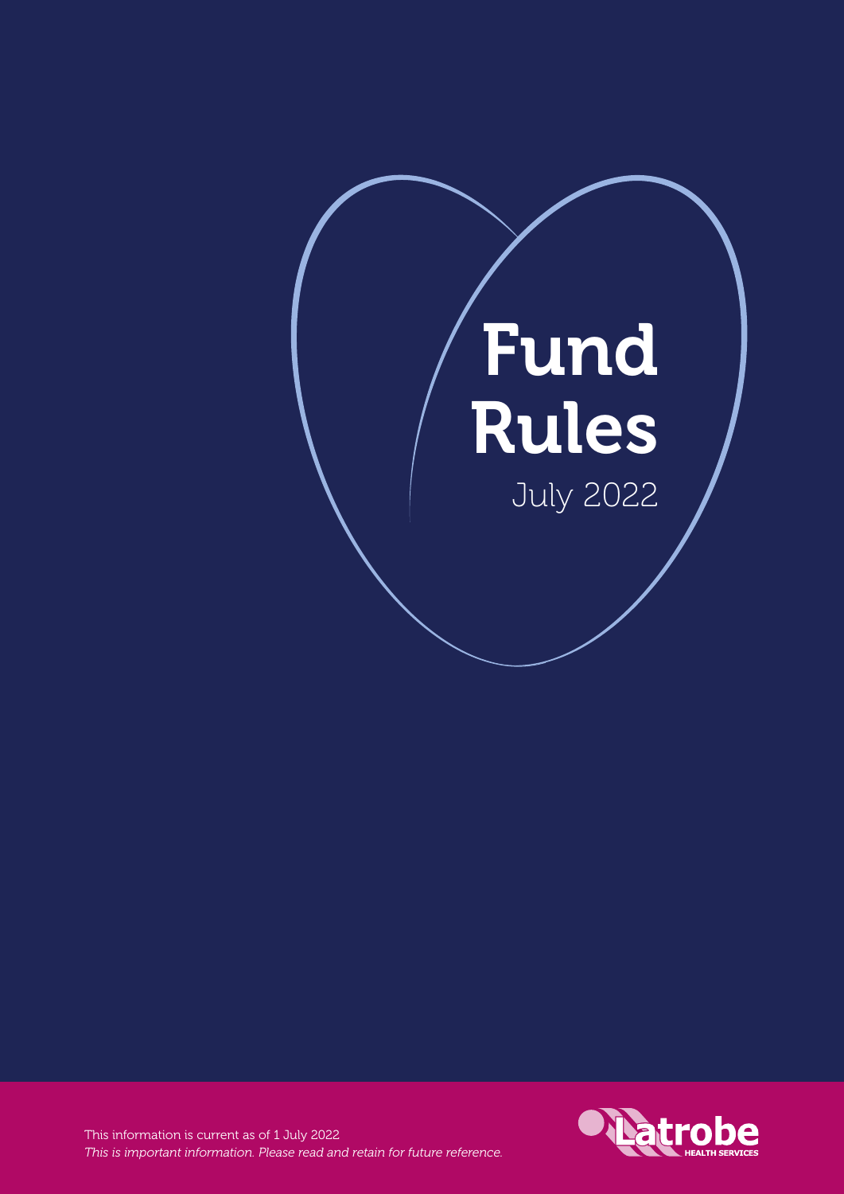# Fund Rules

July 2022

This information is current as of 1 July 2022

*This is important information. Please read and retain for future reference.*

Latrobe HEALTH SERVICES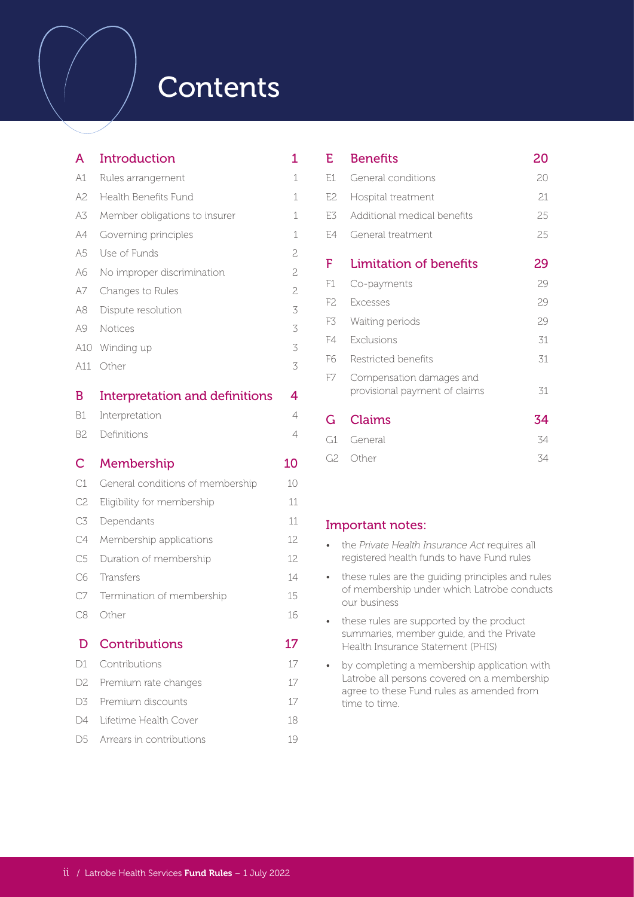# Contents

| | | |
|---|---|---|
| **A** | **Introduction** | **1** |
| A1 | Rules arrangement | 1 |
| A2 | Health Benefits Fund | 1 |
| A3 | Member obligations to insurer | 1 |
| A4 | Governing principles | 1 |
| A5 | Use of Funds | 2 |
| A6 | No improper discrimination | 2 |
| A7 | Changes to Rules | 2 |
| A8 | Dispute resolution | 3 |
| A9 | Notices | 3 |
| A10 | Winding up | 3 |
| A11 | Other | 3 |
| **B** | **Interpretation and definitions** | **4** |
| B1 | Interpretation | 4 |
| B2 | Definitions | 4 |
| **C** | **Membership** | **10** |
| C1 | General conditions of membership | 10 |
| C2 | Eligibility for membership | 11 |
| C3 | Dependants | 11 |
| C4 | Membership applications | 12 |
| C5 | Duration of membership | 12 |
| C6 | Transfers | 14 |
| C7 | Termination of membership | 15 |
| C8 | Other | 16 |
| **D** | **Contributions** | **17** |
| D1 | Contributions | 17 |
| D2 | Premium rate changes | 17 |
| D3 | Premium discounts | 17 |
| D4 | Lifetime Health Cover | 18 |
| D5 | Arrears in contributions | 19 |
| **E** | **Benefits** | **20** |
| E1 | General conditions | 20 |
| E2 | Hospital treatment | 21 |
| E3 | Additional medical benefits | 25 |
| E4 | General treatment | 25 |
| **F** | **Limitation of benefits** | **29** |
| F1 | Co-payments | 29 |
| F2 | Excesses | 29 |
| F3 | Waiting periods | 29 |
| F4 | Exclusions | 31 |
| F6 | Restricted benefits | 31 |
| F7 | Compensation damages and provisional payment of claims | 31 |
| **G** | **Claims** | **34** |
| G1 | General | 34 |
| G2 | Other | 34 |

## Important notes:

- the *Private Health Insurance Act* requires all registered health funds to have Fund rules
- these rules are the guiding principles and rules of membership under which Latrobe conducts our business
- these rules are supported by the product summaries, member guide, and the Private Health Insurance Statement (PHIS)
- by completing a membership application with Latrobe all persons covered on a membership agree to these Fund rules as amended from time to time.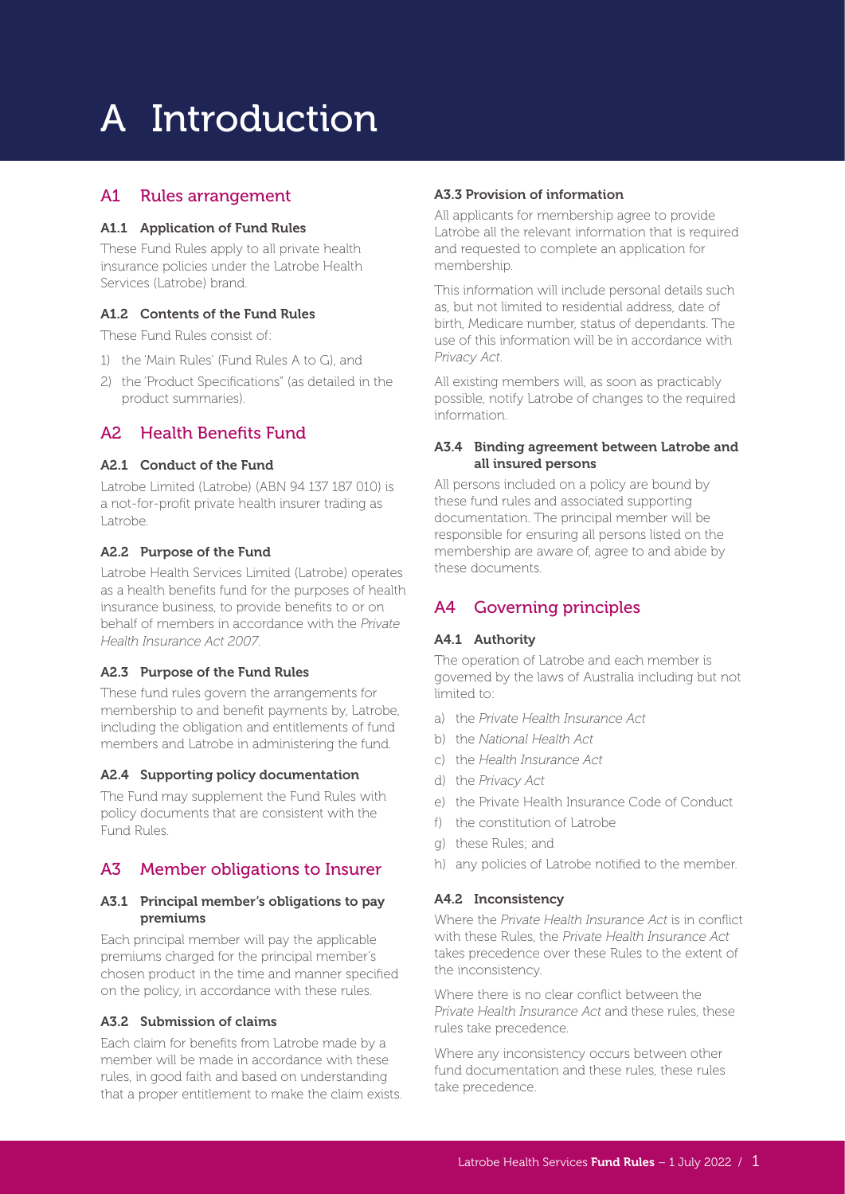# A Introduction

## A1 Rules arrangement

### A1.1 Application of Fund Rules

These Fund Rules apply to all private health insurance policies under the Latrobe Health Services (Latrobe) brand.

### A1.2 Contents of the Fund Rules

These Fund Rules consist of:

1) the 'Main Rules' (Fund Rules A to G), and
2) the 'Product Specifications" (as detailed in the product summaries).

## A2 Health Benefits Fund

### A2.1 Conduct of the Fund

Latrobe Limited (Latrobe) (ABN 94 137 187 010) is a not-for-profit private health insurer trading as Latrobe.

### A2.2 Purpose of the Fund

Latrobe Health Services Limited (Latrobe) operates as a health benefits fund for the purposes of health insurance business, to provide benefits to or on behalf of members in accordance with the *Private Health Insurance Act 2007*.

### A2.3 Purpose of the Fund Rules

These fund rules govern the arrangements for membership to and benefit payments by, Latrobe, including the obligation and entitlements of fund members and Latrobe in administering the fund.

### A2.4 Supporting policy documentation

The Fund may supplement the Fund Rules with policy documents that are consistent with the Fund Rules.

## A3 Member obligations to Insurer

### A3.1 Principal member's obligations to pay premiums

Each principal member will pay the applicable premiums charged for the principal member's chosen product in the time and manner specified on the policy, in accordance with these rules.

### A3.2 Submission of claims

Each claim for benefits from Latrobe made by a member will be made in accordance with these rules, in good faith and based on understanding that a proper entitlement to make the claim exists.

### A3.3 Provision of information

All applicants for membership agree to provide Latrobe all the relevant information that is required and requested to complete an application for membership.

This information will include personal details such as, but not limited to residential address, date of birth, Medicare number, status of dependants. The use of this information will be in accordance with *Privacy Act*.

All existing members will, as soon as practicably possible, notify Latrobe of changes to the required information.

### A3.4 Binding agreement between Latrobe and all insured persons

All persons included on a policy are bound by these fund rules and associated supporting documentation. The principal member will be responsible for ensuring all persons listed on the membership are aware of, agree to and abide by these documents.

## A4 Governing principles

### A4.1 Authority

The operation of Latrobe and each member is governed by the laws of Australia including but not limited to:

a) the *Private Health Insurance Act*
b) the *National Health Act*
c) the *Health Insurance Act*
d) the *Privacy Act*
e) the Private Health Insurance Code of Conduct
f) the constitution of Latrobe
g) these Rules; and
h) any policies of Latrobe notified to the member.

### A4.2 Inconsistency

Where the *Private Health Insurance Act* is in conflict with these Rules, the *Private Health Insurance Act* takes precedence over these Rules to the extent of the inconsistency.

Where there is no clear conflict between the *Private Health Insurance Act* and these rules, these rules take precedence.

Where any inconsistency occurs between other fund documentation and these rules, these rules take precedence.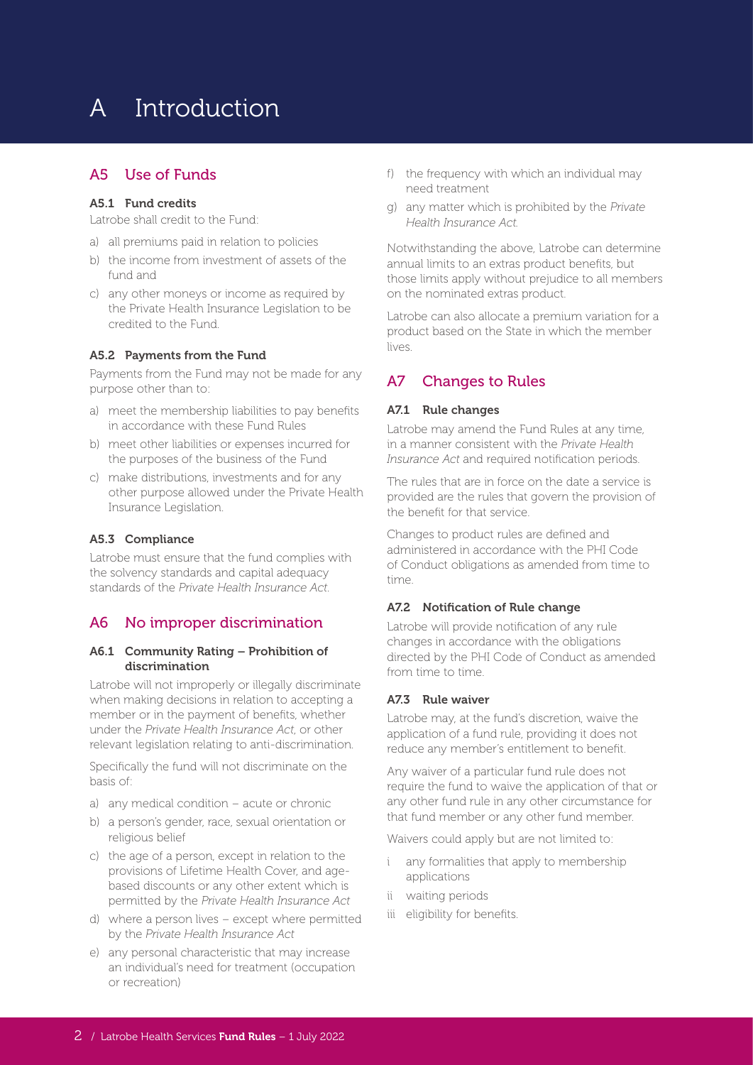# A Introduction

## A5 Use of Funds

### A5.1 Fund credits

Latrobe shall credit to the Fund:

a) all premiums paid in relation to policies
b) the income from investment of assets of the fund and
c) any other moneys or income as required by the Private Health Insurance Legislation to be credited to the Fund.

### A5.2 Payments from the Fund

Payments from the Fund may not be made for any purpose other than to:

a) meet the membership liabilities to pay benefits in accordance with these Fund Rules
b) meet other liabilities or expenses incurred for the purposes of the business of the Fund
c) make distributions, investments and for any other purpose allowed under the Private Health Insurance Legislation.

### A5.3 Compliance

Latrobe must ensure that the fund complies with the solvency standards and capital adequacy standards of the *Private Health Insurance Act*.

## A6 No improper discrimination

### A6.1 Community Rating – Prohibition of discrimination

Latrobe will not improperly or illegally discriminate when making decisions in relation to accepting a member or in the payment of benefits, whether under the *Private Health Insurance Act*, or other relevant legislation relating to anti-discrimination.

Specifically the fund will not discriminate on the basis of:

a) any medical condition – acute or chronic
b) a person's gender, race, sexual orientation or religious belief
c) the age of a person, except in relation to the provisions of Lifetime Health Cover, and age-based discounts or any other extent which is permitted by the *Private Health Insurance Act*
d) where a person lives – except where permitted by the *Private Health Insurance Act*
e) any personal characteristic that may increase an individual's need for treatment (occupation or recreation)
f) the frequency with which an individual may need treatment
g) any matter which is prohibited by the *Private Health Insurance Act*.

Notwithstanding the above, Latrobe can determine annual limits to an extras product benefits, but those limits apply without prejudice to all members on the nominated extras product.

Latrobe can also allocate a premium variation for a product based on the State in which the member lives.

## A7 Changes to Rules

### A7.1 Rule changes

Latrobe may amend the Fund Rules at any time, in a manner consistent with the *Private Health Insurance Act* and required notification periods.

The rules that are in force on the date a service is provided are the rules that govern the provision of the benefit for that service.

Changes to product rules are defined and administered in accordance with the PHI Code of Conduct obligations as amended from time to time.

### A7.2 Notification of Rule change

Latrobe will provide notification of any rule changes in accordance with the obligations directed by the PHI Code of Conduct as amended from time to time.

### A7.3 Rule waiver

Latrobe may, at the fund's discretion, waive the application of a fund rule, providing it does not reduce any member's entitlement to benefit.

Any waiver of a particular fund rule does not require the fund to waive the application of that or any other fund rule in any other circumstance for that fund member or any other fund member.

Waivers could apply but are not limited to:

i any formalities that apply to membership applications
ii waiting periods
iii eligibility for benefits.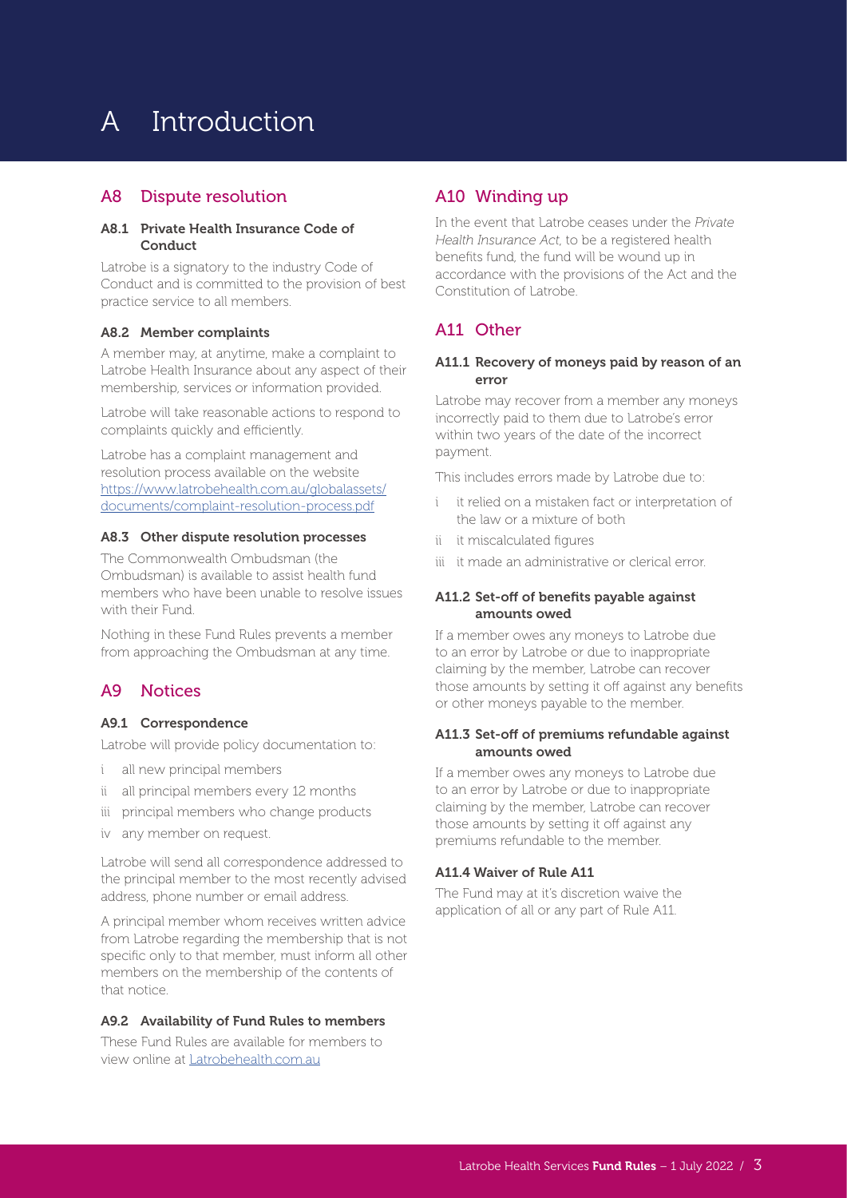# A Introduction

## A8 Dispute resolution

### A8.1 Private Health Insurance Code of Conduct

Latrobe is a signatory to the industry Code of Conduct and is committed to the provision of best practice service to all members.

### A8.2 Member complaints

A member may, at anytime, make a complaint to Latrobe Health Insurance about any aspect of their membership, services or information provided.

Latrobe will take reasonable actions to respond to complaints quickly and efficiently.

Latrobe has a complaint management and resolution process available on the website https://www.latrobehealth.com.au/globalassets/documents/complaint-resolution-process.pdf

### A8.3 Other dispute resolution processes

The Commonwealth Ombudsman (the Ombudsman) is available to assist health fund members who have been unable to resolve issues with their Fund.

Nothing in these Fund Rules prevents a member from approaching the Ombudsman at any time.

## A9 Notices

### A9.1 Correspondence

Latrobe will provide policy documentation to:

i all new principal members
ii all principal members every 12 months
iii principal members who change products
iv any member on request.

Latrobe will send all correspondence addressed to the principal member to the most recently advised address, phone number or email address.

A principal member whom receives written advice from Latrobe regarding the membership that is not specific only to that member, must inform all other members on the membership of the contents of that notice.

### A9.2 Availability of Fund Rules to members

These Fund Rules are available for members to view online at Latrobehealth.com.au

## A10 Winding up

In the event that Latrobe ceases under the *Private Health Insurance Act*, to be a registered health benefits fund, the fund will be wound up in accordance with the provisions of the Act and the Constitution of Latrobe.

## A11 Other

### A11.1 Recovery of moneys paid by reason of an error

Latrobe may recover from a member any moneys incorrectly paid to them due to Latrobe's error within two years of the date of the incorrect payment.

This includes errors made by Latrobe due to:

i it relied on a mistaken fact or interpretation of the law or a mixture of both
ii it miscalculated figures
iii it made an administrative or clerical error.

### A11.2 Set-off of benefits payable against amounts owed

If a member owes any moneys to Latrobe due to an error by Latrobe or due to inappropriate claiming by the member, Latrobe can recover those amounts by setting it off against any benefits or other moneys payable to the member.

### A11.3 Set-off of premiums refundable against amounts owed

If a member owes any moneys to Latrobe due to an error by Latrobe or due to inappropriate claiming by the member, Latrobe can recover those amounts by setting it off against any premiums refundable to the member.

### A11.4 Waiver of Rule A11

The Fund may at it's discretion waive the application of all or any part of Rule A11.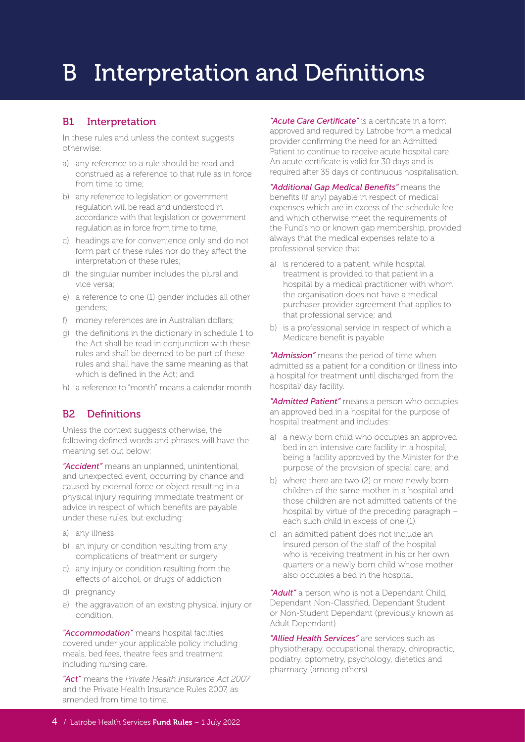# B Interpretation and Definitions

## B1 Interpretation

In these rules and unless the context suggests otherwise:

a) any reference to a rule should be read and construed as a reference to that rule as in force from time to time;

b) any reference to legislation or government regulation will be read and understood in accordance with that legislation or government regulation as in force from time to time;

c) headings are for convenience only and do not form part of these rules nor do they affect the interpretation of these rules;

d) the singular number includes the plural and vice versa;

e) a reference to one (1) gender includes all other genders;

f) money references are in Australian dollars;

g) the definitions in the dictionary in schedule 1 to the Act shall be read in conjunction with these rules and shall be deemed to be part of these rules and shall have the same meaning as that which is defined in the Act; and

h) a reference to "month" means a calendar month.

## B2 Definitions

Unless the context suggests otherwise, the following defined words and phrases will have the meaning set out below:

*"Accident"* means an unplanned, unintentional, and unexpected event, occurring by chance and caused by external force or object resulting in a physical injury requiring immediate treatment or advice in respect of which benefits are payable under these rules, but excluding:

a) any illness

b) an injury or condition resulting from any complications of treatment or surgery

c) any injury or condition resulting from the effects of alcohol, or drugs of addiction

d) pregnancy

e) the aggravation of an existing physical injury or condition.

*"Accommodation"* means hospital facilities covered under your applicable policy including meals, bed fees, theatre fees and treatment including nursing care.

*"Act"* means the *Private Health Insurance Act 2007* and the Private Health Insurance Rules 2007, as amended from time to time.

*"Acute Care Certificate"* is a certificate in a form approved and required by Latrobe from a medical provider confirming the need for an Admitted Patient to continue to receive acute hospital care. An acute certificate is valid for 30 days and is required after 35 days of continuous hospitalisation.

*"Additional Gap Medical Benefits"* means the benefits (if any) payable in respect of medical expenses which are in excess of the schedule fee and which otherwise meet the requirements of the Fund's no or known gap membership, provided always that the medical expenses relate to a professional service that:

a) is rendered to a patient, while hospital treatment is provided to that patient in a hospital by a medical practitioner with whom the organisation does not have a medical purchaser provider agreement that applies to that professional service; and

b) is a professional service in respect of which a Medicare benefit is payable.

*"Admission"* means the period of time when admitted as a patient for a condition or illness into a hospital for treatment until discharged from the hospital/ day facility.

*"Admitted Patient"* means a person who occupies an approved bed in a hospital for the purpose of hospital treatment and includes:

a) a newly born child who occupies an approved bed in an intensive care facility in a hospital, being a facility approved by the Minister for the purpose of the provision of special care; and

b) where there are two (2) or more newly born children of the same mother in a hospital and those children are not admitted patients of the hospital by virtue of the preceding paragraph – each such child in excess of one (1).

c) an admitted patient does not include an insured person of the staff of the hospital who is receiving treatment in his or her own quarters or a newly born child whose mother also occupies a bed in the hospital.

*"Adult"* a person who is not a Dependant Child, Dependant Non-Classified, Dependant Student or Non-Student Dependant (previously known as Adult Dependant).

*"Allied Health Services"* are services such as physiotherapy, occupational therapy, chiropractic, podiatry, optometry, psychology, dietetics and pharmacy (among others).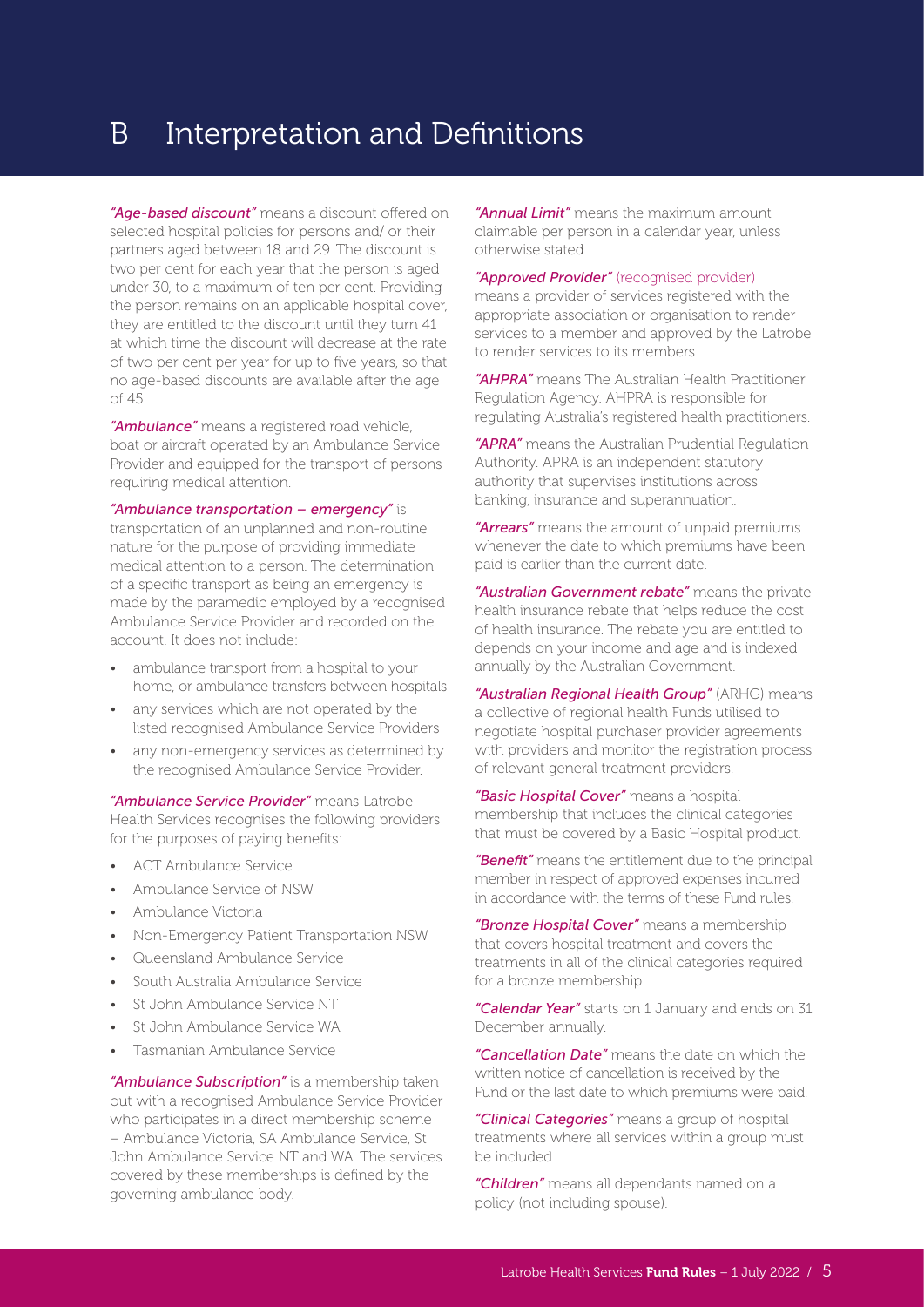# B Interpretation and Definitions

*"Age-based discount"* means a discount offered on selected hospital policies for persons and/ or their partners aged between 18 and 29. The discount is two per cent for each year that the person is aged under 30, to a maximum of ten per cent. Providing the person remains on an applicable hospital cover, they are entitled to the discount until they turn 41 at which time the discount will decrease at the rate of two per cent per year for up to five years, so that no age-based discounts are available after the age of 45.

*"Ambulance"* means a registered road vehicle, boat or aircraft operated by an Ambulance Service Provider and equipped for the transport of persons requiring medical attention.

*"Ambulance transportation – emergency"* is transportation of an unplanned and non-routine nature for the purpose of providing immediate medical attention to a person. The determination of a specific transport as being an emergency is made by the paramedic employed by a recognised Ambulance Service Provider and recorded on the account. It does not include:

- ambulance transport from a hospital to your home, or ambulance transfers between hospitals
- any services which are not operated by the listed recognised Ambulance Service Providers
- any non-emergency services as determined by the recognised Ambulance Service Provider.

*"Ambulance Service Provider"* means Latrobe Health Services recognises the following providers for the purposes of paying benefits:

- ACT Ambulance Service
- Ambulance Service of NSW
- Ambulance Victoria
- Non-Emergency Patient Transportation NSW
- Queensland Ambulance Service
- South Australia Ambulance Service
- St John Ambulance Service NT
- St John Ambulance Service WA
- Tasmanian Ambulance Service

*"Ambulance Subscription"* is a membership taken out with a recognised Ambulance Service Provider who participates in a direct membership scheme – Ambulance Victoria, SA Ambulance Service, St John Ambulance Service NT and WA. The services covered by these memberships is defined by the governing ambulance body.

*"Annual Limit"* means the maximum amount claimable per person in a calendar year, unless otherwise stated.

*"Approved Provider"* (recognised provider) means a provider of services registered with the appropriate association or organisation to render services to a member and approved by the Latrobe to render services to its members.

*"AHPRA"* means The Australian Health Practitioner Regulation Agency. AHPRA is responsible for regulating Australia's registered health practitioners.

*"APRA"* means the Australian Prudential Regulation Authority. APRA is an independent statutory authority that supervises institutions across banking, insurance and superannuation.

*"Arrears"* means the amount of unpaid premiums whenever the date to which premiums have been paid is earlier than the current date.

*"Australian Government rebate"* means the private health insurance rebate that helps reduce the cost of health insurance. The rebate you are entitled to depends on your income and age and is indexed annually by the Australian Government.

*"Australian Regional Health Group"* (ARHG) means a collective of regional health Funds utilised to negotiate hospital purchaser provider agreements with providers and monitor the registration process of relevant general treatment providers.

*"Basic Hospital Cover"* means a hospital membership that includes the clinical categories that must be covered by a Basic Hospital product.

*"Benefit"* means the entitlement due to the principal member in respect of approved expenses incurred in accordance with the terms of these Fund rules.

*"Bronze Hospital Cover"* means a membership that covers hospital treatment and covers the treatments in all of the clinical categories required for a bronze membership.

*"Calendar Year"* starts on 1 January and ends on 31 December annually.

*"Cancellation Date"* means the date on which the written notice of cancellation is received by the Fund or the last date to which premiums were paid.

*"Clinical Categories"* means a group of hospital treatments where all services within a group must be included.

*"Children"* means all dependants named on a policy (not including spouse).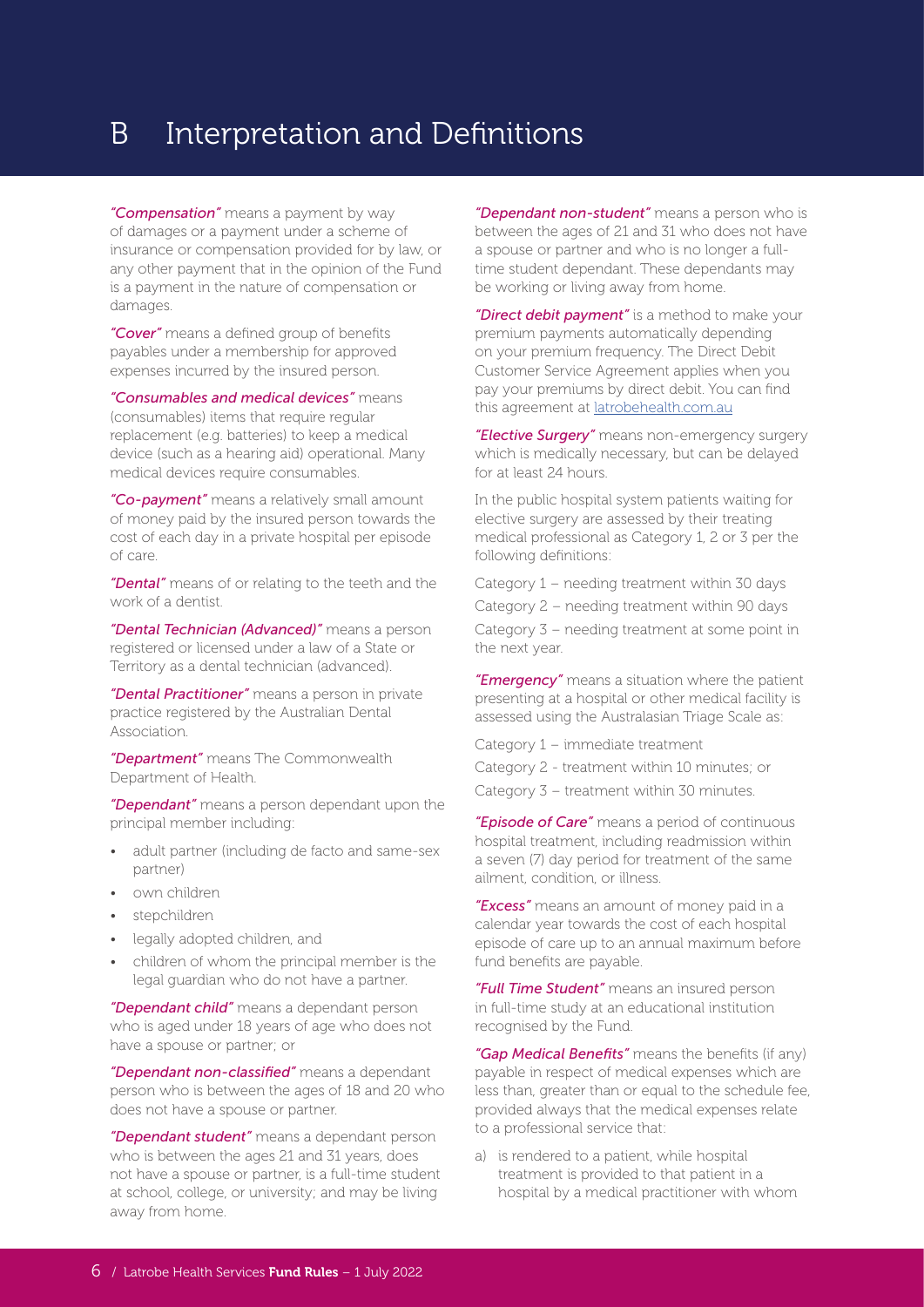# B Interpretation and Definitions

*"Compensation"* means a payment by way of damages or a payment under a scheme of insurance or compensation provided for by law, or any other payment that in the opinion of the Fund is a payment in the nature of compensation or damages.

*"Cover"* means a defined group of benefits payables under a membership for approved expenses incurred by the insured person.

*"Consumables and medical devices"* means (consumables) items that require regular replacement (e.g. batteries) to keep a medical device (such as a hearing aid) operational. Many medical devices require consumables.

*"Co-payment"* means a relatively small amount of money paid by the insured person towards the cost of each day in a private hospital per episode of care.

*"Dental"* means of or relating to the teeth and the work of a dentist.

*"Dental Technician (Advanced)"* means a person registered or licensed under a law of a State or Territory as a dental technician (advanced).

*"Dental Practitioner"* means a person in private practice registered by the Australian Dental Association.

*"Department"* means The Commonwealth Department of Health.

*"Dependant"* means a person dependant upon the principal member including:

- adult partner (including de facto and same-sex partner)
- own children
- stepchildren
- legally adopted children, and
- children of whom the principal member is the legal guardian who do not have a partner.

*"Dependant child"* means a dependant person who is aged under 18 years of age who does not have a spouse or partner; or

*"Dependant non-classified"* means a dependant person who is between the ages of 18 and 20 who does not have a spouse or partner.

*"Dependant student"* means a dependant person who is between the ages 21 and 31 years, does not have a spouse or partner, is a full-time student at school, college, or university; and may be living away from home.

*"Dependant non-student"* means a person who is between the ages of 21 and 31 who does not have a spouse or partner and who is no longer a full-time student dependant. These dependants may be working or living away from home.

*"Direct debit payment"* is a method to make your premium payments automatically depending on your premium frequency. The Direct Debit Customer Service Agreement applies when you pay your premiums by direct debit. You can find this agreement at latrobehealth.com.au

*"Elective Surgery"* means non-emergency surgery which is medically necessary, but can be delayed for at least 24 hours.

In the public hospital system patients waiting for elective surgery are assessed by their treating medical professional as Category 1, 2 or 3 per the following definitions:

Category 1 – needing treatment within 30 days

Category 2 – needing treatment within 90 days

Category 3 – needing treatment at some point in the next year.

*"Emergency"* means a situation where the patient presenting at a hospital or other medical facility is assessed using the Australasian Triage Scale as:

Category 1 – immediate treatment

Category 2 - treatment within 10 minutes; or

Category 3 – treatment within 30 minutes.

*"Episode of Care"* means a period of continuous hospital treatment, including readmission within a seven (7) day period for treatment of the same ailment, condition, or illness.

*"Excess"* means an amount of money paid in a calendar year towards the cost of each hospital episode of care up to an annual maximum before fund benefits are payable.

*"Full Time Student"* means an insured person in full-time study at an educational institution recognised by the Fund.

*"Gap Medical Benefits"* means the benefits (if any) payable in respect of medical expenses which are less than, greater than or equal to the schedule fee, provided always that the medical expenses relate to a professional service that:

a) is rendered to a patient, while hospital treatment is provided to that patient in a hospital by a medical practitioner with whom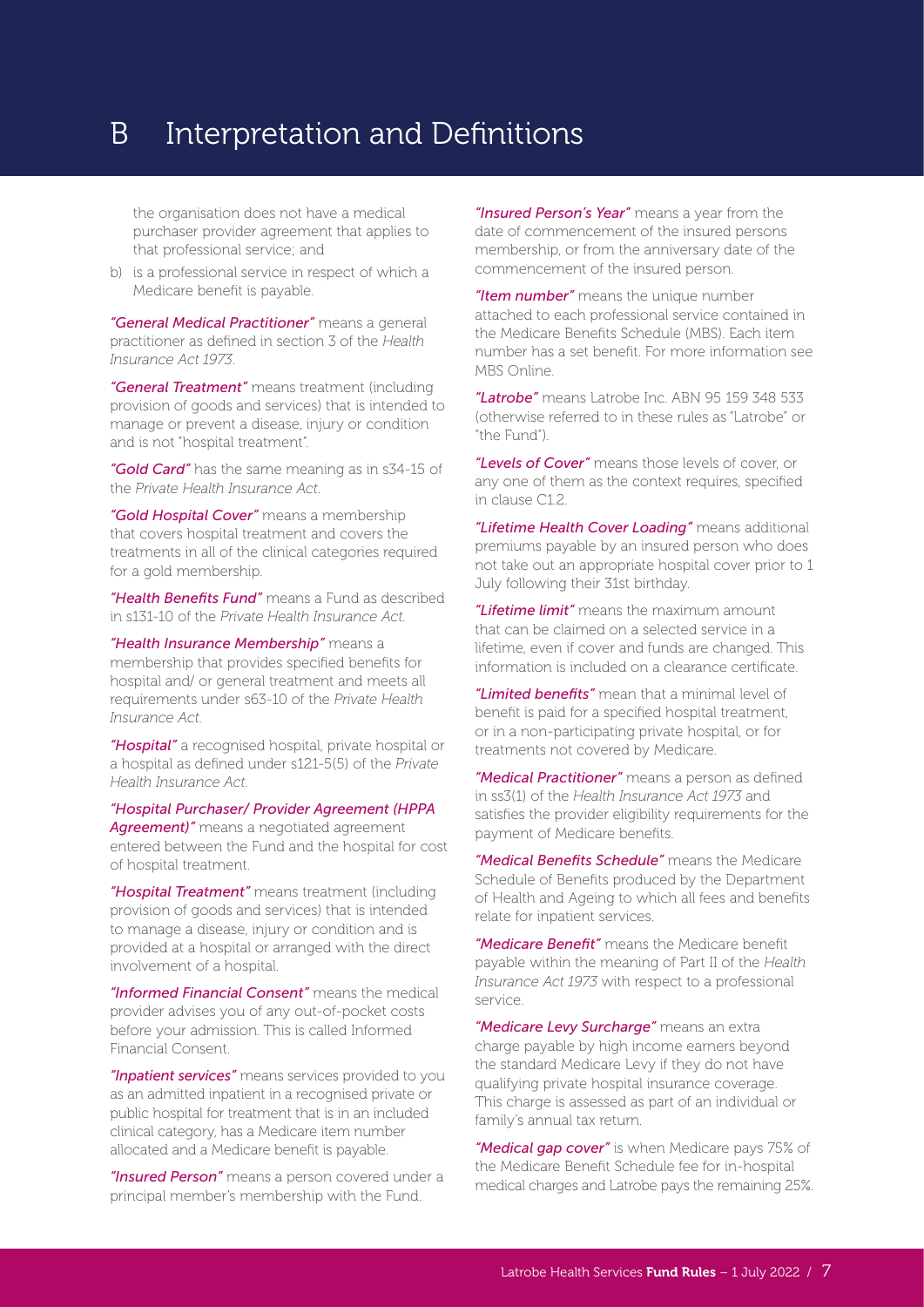# B Interpretation and Definitions

the organisation does not have a medical purchaser provider agreement that applies to that professional service; and

b) is a professional service in respect of which a Medicare benefit is payable.

*"General Medical Practitioner"* means a general practitioner as defined in section 3 of the *Health Insurance Act 1973*.

*"General Treatment"* means treatment (including provision of goods and services) that is intended to manage or prevent a disease, injury or condition and is not "hospital treatment".

*"Gold Card"* has the same meaning as in s34-15 of the *Private Health Insurance Act*.

*"Gold Hospital Cover"* means a membership that covers hospital treatment and covers the treatments in all of the clinical categories required for a gold membership.

*"Health Benefits Fund"* means a Fund as described in s131-10 of the *Private Health Insurance Act*.

*"Health Insurance Membership"* means a membership that provides specified benefits for hospital and/ or general treatment and meets all requirements under s63-10 of the *Private Health Insurance Act*.

*"Hospital"* a recognised hospital, private hospital or a hospital as defined under s121-5(5) of the *Private Health Insurance Act*.

*"Hospital Purchaser/ Provider Agreement (HPPA Agreement)"* means a negotiated agreement entered between the Fund and the hospital for cost of hospital treatment.

*"Hospital Treatment"* means treatment (including provision of goods and services) that is intended to manage a disease, injury or condition and is provided at a hospital or arranged with the direct involvement of a hospital.

*"Informed Financial Consent"* means the medical provider advises you of any out-of-pocket costs before your admission. This is called Informed Financial Consent.

*"Inpatient services"* means services provided to you as an admitted inpatient in a recognised private or public hospital for treatment that is in an included clinical category, has a Medicare item number allocated and a Medicare benefit is payable.

*"Insured Person"* means a person covered under a principal member's membership with the Fund.

*"Insured Person's Year"* means a year from the date of commencement of the insured persons membership, or from the anniversary date of the commencement of the insured person.

*"Item number"* means the unique number attached to each professional service contained in the Medicare Benefits Schedule (MBS). Each item number has a set benefit. For more information see MBS Online.

*"Latrobe"* means Latrobe Inc. ABN 95 159 348 533 (otherwise referred to in these rules as "Latrobe" or "the Fund").

*"Levels of Cover"* means those levels of cover, or any one of them as the context requires, specified in clause C1.2.

*"Lifetime Health Cover Loading"* means additional premiums payable by an insured person who does not take out an appropriate hospital cover prior to 1 July following their 31st birthday.

*"Lifetime limit"* means the maximum amount that can be claimed on a selected service in a lifetime, even if cover and funds are changed. This information is included on a clearance certificate.

*"Limited benefits"* mean that a minimal level of benefit is paid for a specified hospital treatment, or in a non-participating private hospital, or for treatments not covered by Medicare.

*"Medical Practitioner"* means a person as defined in ss3(1) of the *Health Insurance Act 1973* and satisfies the provider eligibility requirements for the payment of Medicare benefits.

*"Medical Benefits Schedule"* means the Medicare Schedule of Benefits produced by the Department of Health and Ageing to which all fees and benefits relate for inpatient services.

*"Medicare Benefit"* means the Medicare benefit payable within the meaning of Part II of the *Health Insurance Act 1973* with respect to a professional service.

*"Medicare Levy Surcharge"* means an extra charge payable by high income earners beyond the standard Medicare Levy if they do not have qualifying private hospital insurance coverage. This charge is assessed as part of an individual or family's annual tax return.

*"Medical gap cover"* is when Medicare pays 75% of the Medicare Benefit Schedule fee for in-hospital medical charges and Latrobe pays the remaining 25%.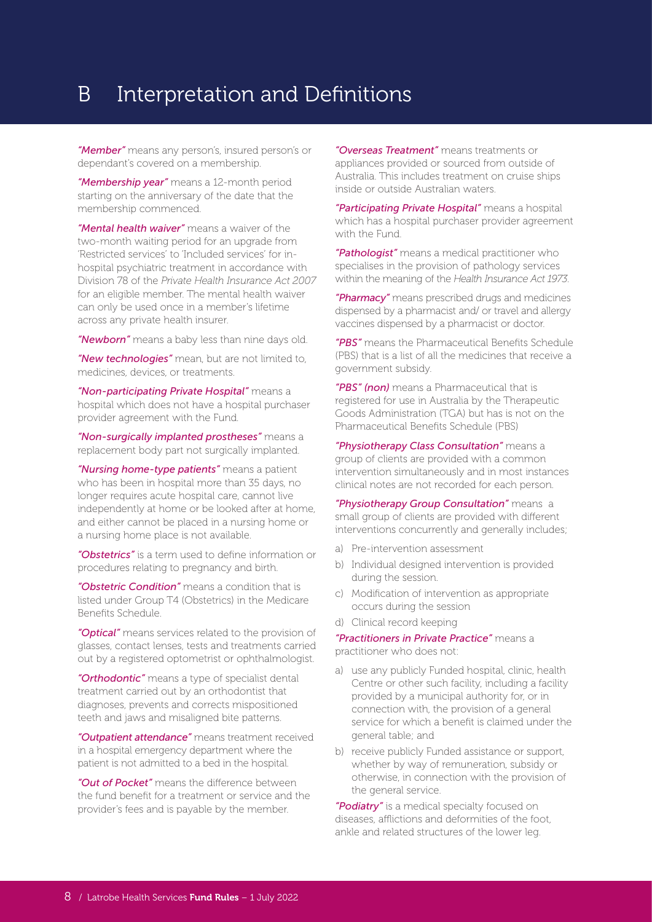# B Interpretation and Definitions

*"Member"* means any person's, insured person's or dependant's covered on a membership.

*"Membership year"* means a 12-month period starting on the anniversary of the date that the membership commenced.

*"Mental health waiver"* means a waiver of the two-month waiting period for an upgrade from 'Restricted services' to 'Included services' for in-hospital psychiatric treatment in accordance with Division 78 of the *Private Health Insurance Act 2007* for an eligible member. The mental health waiver can only be used once in a member's lifetime across any private health insurer.

*"Newborn"* means a baby less than nine days old.

*"New technologies"* mean, but are not limited to, medicines, devices, or treatments.

*"Non-participating Private Hospital"* means a hospital which does not have a hospital purchaser provider agreement with the Fund.

*"Non-surgically implanted prostheses"* means a replacement body part not surgically implanted.

*"Nursing home-type patients"* means a patient who has been in hospital more than 35 days, no longer requires acute hospital care, cannot live independently at home or be looked after at home, and either cannot be placed in a nursing home or a nursing home place is not available.

*"Obstetrics"* is a term used to define information or procedures relating to pregnancy and birth.

*"Obstetric Condition"* means a condition that is listed under Group T4 (Obstetrics) in the Medicare Benefits Schedule.

*"Optical"* means services related to the provision of glasses, contact lenses, tests and treatments carried out by a registered optometrist or ophthalmologist.

*"Orthodontic"* means a type of specialist dental treatment carried out by an orthodontist that diagnoses, prevents and corrects mispositioned teeth and jaws and misaligned bite patterns.

*"Outpatient attendance"* means treatment received in a hospital emergency department where the patient is not admitted to a bed in the hospital.

*"Out of Pocket"* means the difference between the fund benefit for a treatment or service and the provider's fees and is payable by the member.

*"Overseas Treatment"* means treatments or appliances provided or sourced from outside of Australia. This includes treatment on cruise ships inside or outside Australian waters.

*"Participating Private Hospital"* means a hospital which has a hospital purchaser provider agreement with the Fund.

*"Pathologist"* means a medical practitioner who specialises in the provision of pathology services within the meaning of the *Health Insurance Act 1973*.

*"Pharmacy"* means prescribed drugs and medicines dispensed by a pharmacist and/ or travel and allergy vaccines dispensed by a pharmacist or doctor.

*"PBS"* means the Pharmaceutical Benefits Schedule (PBS) that is a list of all the medicines that receive a government subsidy.

*"PBS" (non)* means a Pharmaceutical that is registered for use in Australia by the Therapeutic Goods Administration (TGA) but has is not on the Pharmaceutical Benefits Schedule (PBS)

*"Physiotherapy Class Consultation"* means a group of clients are provided with a common intervention simultaneously and in most instances clinical notes are not recorded for each person.

*"Physiotherapy Group Consultation"* means a small group of clients are provided with different interventions concurrently and generally includes;

a) Pre-intervention assessment
b) Individual designed intervention is provided during the session.
c) Modification of intervention as appropriate occurs during the session
d) Clinical record keeping

*"Practitioners in Private Practice"* means a practitioner who does not:

a) use any publicly Funded hospital, clinic, health Centre or other such facility, including a facility provided by a municipal authority for, or in connection with, the provision of a general service for which a benefit is claimed under the general table; and
b) receive publicly Funded assistance or support, whether by way of remuneration, subsidy or otherwise, in connection with the provision of the general service.

*"Podiatry"* is a medical specialty focused on diseases, afflictions and deformities of the foot, ankle and related structures of the lower leg.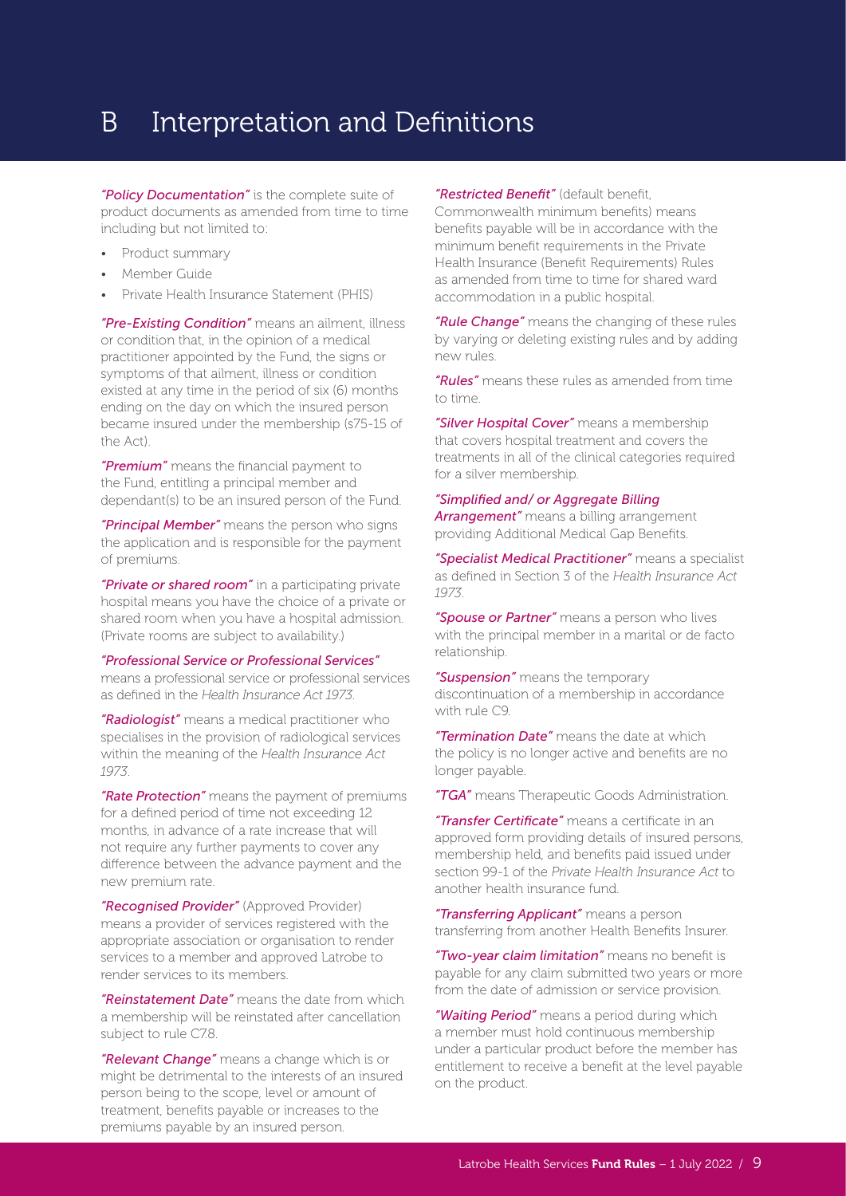# B Interpretation and Definitions

*"Policy Documentation"* is the complete suite of product documents as amended from time to time including but not limited to:

- Product summary
- Member Guide
- Private Health Insurance Statement (PHIS)

*"Pre-Existing Condition"* means an ailment, illness or condition that, in the opinion of a medical practitioner appointed by the Fund, the signs or symptoms of that ailment, illness or condition existed at any time in the period of six (6) months ending on the day on which the insured person became insured under the membership (s75-15 of the Act).

*"Premium"* means the financial payment to the Fund, entitling a principal member and dependant(s) to be an insured person of the Fund.

*"Principal Member"* means the person who signs the application and is responsible for the payment of premiums.

*"Private or shared room"* in a participating private hospital means you have the choice of a private or shared room when you have a hospital admission. (Private rooms are subject to availability.)

*"Professional Service or Professional Services"* means a professional service or professional services as defined in the *Health Insurance Act 1973*.

*"Radiologist"* means a medical practitioner who specialises in the provision of radiological services within the meaning of the *Health Insurance Act 1973*.

*"Rate Protection"* means the payment of premiums for a defined period of time not exceeding 12 months, in advance of a rate increase that will not require any further payments to cover any difference between the advance payment and the new premium rate.

*"Recognised Provider"* (Approved Provider) means a provider of services registered with the appropriate association or organisation to render services to a member and approved Latrobe to render services to its members.

*"Reinstatement Date"* means the date from which a membership will be reinstated after cancellation subject to rule C7.8.

*"Relevant Change"* means a change which is or might be detrimental to the interests of an insured person being to the scope, level or amount of treatment, benefits payable or increases to the premiums payable by an insured person.

*"Restricted Benefit"* (default benefit, Commonwealth minimum benefits) means benefits payable will be in accordance with the minimum benefit requirements in the Private Health Insurance (Benefit Requirements) Rules as amended from time to time for shared ward accommodation in a public hospital.

*"Rule Change"* means the changing of these rules by varying or deleting existing rules and by adding new rules.

*"Rules"* means these rules as amended from time to time.

*"Silver Hospital Cover"* means a membership that covers hospital treatment and covers the treatments in all of the clinical categories required for a silver membership.

*"Simplified and/ or Aggregate Billing Arrangement"* means a billing arrangement providing Additional Medical Gap Benefits.

*"Specialist Medical Practitioner"* means a specialist as defined in Section 3 of the *Health Insurance Act 1973*.

*"Spouse or Partner"* means a person who lives with the principal member in a marital or de facto relationship.

*"Suspension"* means the temporary discontinuation of a membership in accordance with rule C9.

*"Termination Date"* means the date at which the policy is no longer active and benefits are no longer payable.

*"TGA"* means Therapeutic Goods Administration.

*"Transfer Certificate"* means a certificate in an approved form providing details of insured persons, membership held, and benefits paid issued under section 99-1 of the *Private Health Insurance Act* to another health insurance fund.

*"Transferring Applicant"* means a person transferring from another Health Benefits Insurer.

*"Two-year claim limitation"* means no benefit is payable for any claim submitted two years or more from the date of admission or service provision.

*"Waiting Period"* means a period during which a member must hold continuous membership under a particular product before the member has entitlement to receive a benefit at the level payable on the product.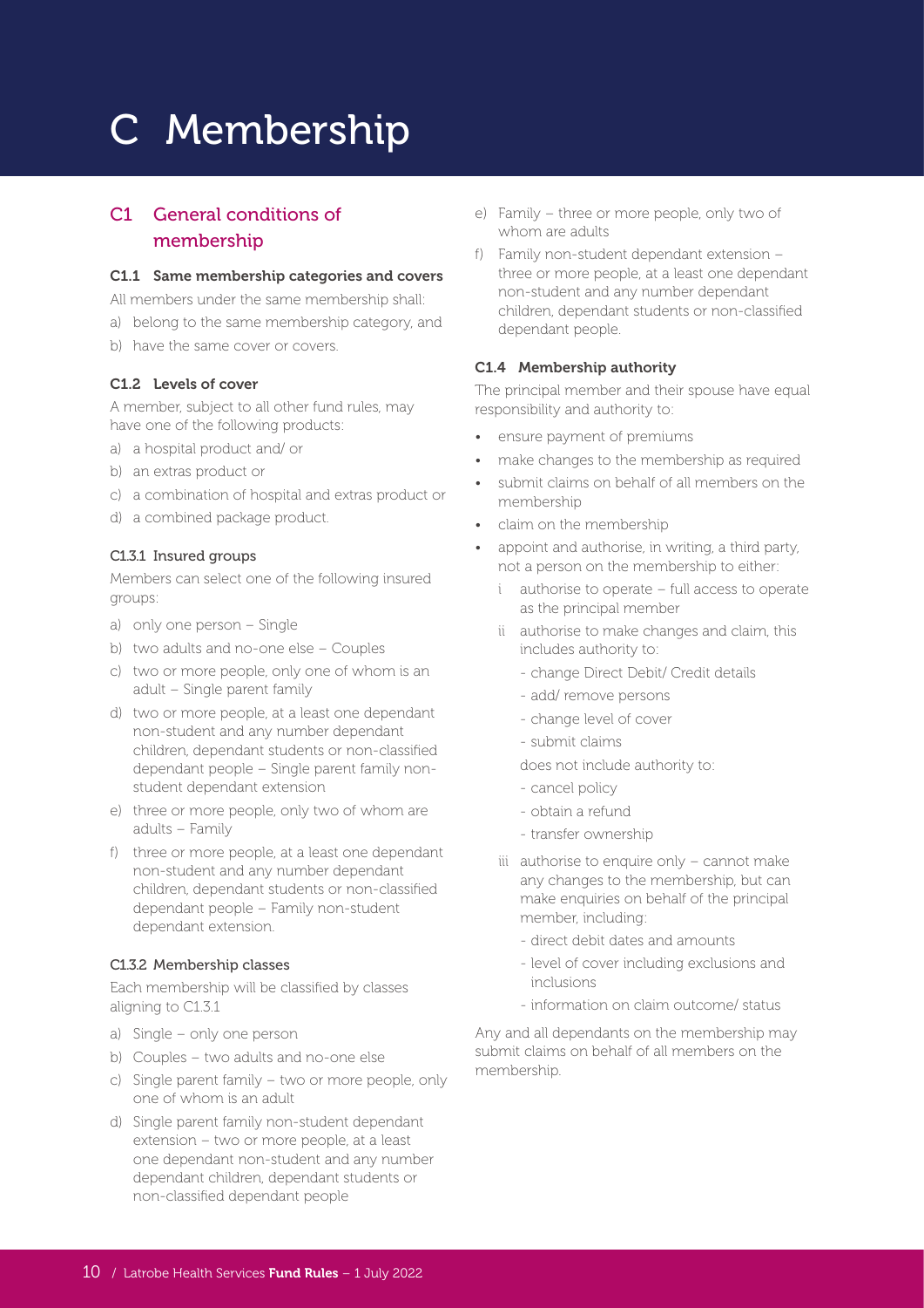# C Membership

## C1 General conditions of membership

### C1.1 Same membership categories and covers

All members under the same membership shall:

a) belong to the same membership category, and
b) have the same cover or covers.

### C1.2 Levels of cover

A member, subject to all other fund rules, may have one of the following products:

a) a hospital product and/ or
b) an extras product or
c) a combination of hospital and extras product or
d) a combined package product.

#### C1.3.1 Insured groups

Members can select one of the following insured groups:

a) only one person – Single
b) two adults and no-one else – Couples
c) two or more people, only one of whom is an adult – Single parent family
d) two or more people, at a least one dependant non-student and any number dependant children, dependant students or non-classified dependant people – Single parent family non-student dependant extension
e) three or more people, only two of whom are adults – Family
f) three or more people, at a least one dependant non-student and any number dependant children, dependant students or non-classified dependant people – Family non-student dependant extension.

#### C1.3.2 Membership classes

Each membership will be classified by classes aligning to C1.3.1

a) Single – only one person
b) Couples – two adults and no-one else
c) Single parent family – two or more people, only one of whom is an adult
d) Single parent family non-student dependant extension – two or more people, at a least one dependant non-student and any number dependant children, dependant students or non-classified dependant people
e) Family – three or more people, only two of whom are adults
f) Family non-student dependant extension – three or more people, at a least one dependant non-student and any number dependant children, dependant students or non-classified dependant people.

### C1.4 Membership authority

The principal member and their spouse have equal responsibility and authority to:

- ensure payment of premiums
- make changes to the membership as required
- submit claims on behalf of all members on the membership
- claim on the membership
- appoint and authorise, in writing, a third party, not a person on the membership to either:
  - i authorise to operate – full access to operate as the principal member
  - ii authorise to make changes and claim, this includes authority to:
    - change Direct Debit/ Credit details
    - add/ remove persons
    - change level of cover
    - submit claims

    does not include authority to:
    - cancel policy
    - obtain a refund
    - transfer ownership
  - iii authorise to enquire only – cannot make any changes to the membership, but can make enquiries on behalf of the principal member, including:
    - direct debit dates and amounts
    - level of cover including exclusions and inclusions
    - information on claim outcome/ status

Any and all dependants on the membership may submit claims on behalf of all members on the membership.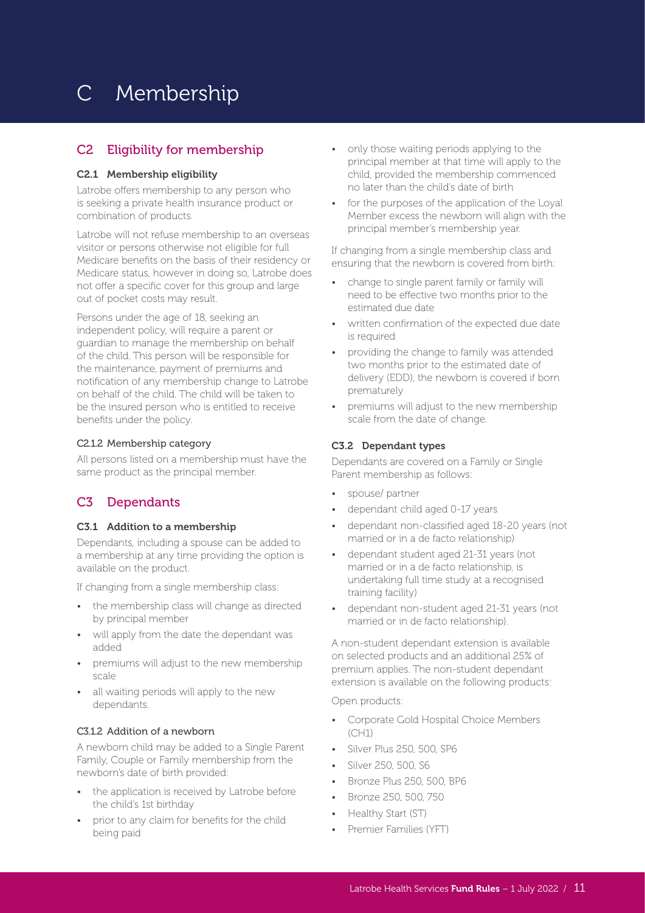# C Membership

## C2 Eligibility for membership

### C2.1 Membership eligibility

Latrobe offers membership to any person who is seeking a private health insurance product or combination of products.

Latrobe will not refuse membership to an overseas visitor or persons otherwise not eligible for full Medicare benefits on the basis of their residency or Medicare status, however in doing so, Latrobe does not offer a specific cover for this group and large out of pocket costs may result.

Persons under the age of 18, seeking an independent policy, will require a parent or guardian to manage the membership on behalf of the child. This person will be responsible for the maintenance, payment of premiums and notification of any membership change to Latrobe on behalf of the child. The child will be taken to be the insured person who is entitled to receive benefits under the policy.

### C2.1.2 Membership category

All persons listed on a membership must have the same product as the principal member.

## C3 Dependants

### C3.1 Addition to a membership

Dependants, including a spouse can be added to a membership at any time providing the option is available on the product.

If changing from a single membership class:

- the membership class will change as directed by principal member
- will apply from the date the dependant was added
- premiums will adjust to the new membership scale
- all waiting periods will apply to the new dependants.

### C3.1.2 Addition of a newborn

A newborn child may be added to a Single Parent Family, Couple or Family membership from the newborn's date of birth provided:

- the application is received by Latrobe before the child's 1st birthday
- prior to any claim for benefits for the child being paid
- only those waiting periods applying to the principal member at that time will apply to the child, provided the membership commenced no later than the child's date of birth
- for the purposes of the application of the Loyal Member excess the newborn will align with the principal member's membership year.

If changing from a single membership class and ensuring that the newborn is covered from birth:

- change to single parent family or family will need to be effective two months prior to the estimated due date
- written confirmation of the expected due date is required
- providing the change to family was attended two months prior to the estimated date of delivery (EDD), the newborn is covered if born prematurely
- premiums will adjust to the new membership scale from the date of change.

### C3.2 Dependant types

Dependants are covered on a Family or Single Parent membership as follows:

- spouse/ partner
- dependant child aged 0-17 years
- dependant non-classified aged 18-20 years (not married or in a de facto relationship)
- dependant student aged 21-31 years (not married or in a de facto relationship, is undertaking full time study at a recognised training facility)
- dependant non-student aged 21-31 years (not married or in de facto relationship).

A non-student dependant extension is available on selected products and an additional 25% of premium applies. The non-student dependant extension is available on the following products:

Open products:

- Corporate Gold Hospital Choice Members (CH1)
- Silver Plus 250, 500, SP6
- Silver 250, 500, S6
- Bronze Plus 250, 500, BP6
- Bronze 250, 500, 750
- Healthy Start (ST)
- Premier Families (YFT)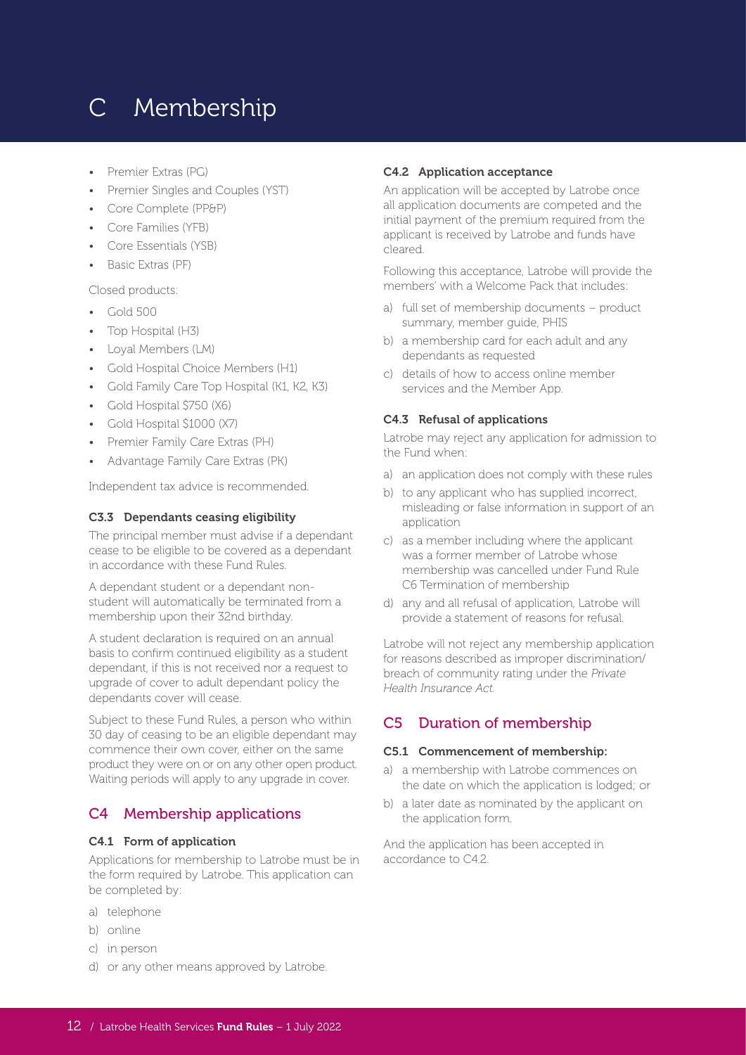# C Membership

- Premier Extras (PG)
- Premier Singles and Couples (YST)
- Core Complete (PP&P)
- Core Families (YFB)
- Core Essentials (YSB)
- Basic Extras (PF)

Closed products:

- Gold 500
- Top Hospital (H3)
- Loyal Members (LM)
- Gold Hospital Choice Members (H1)
- Gold Family Care Top Hospital (K1, K2, K3)
- Gold Hospital $750 (X6)
- Gold Hospital $1000 (X7)
- Premier Family Care Extras (PH)
- Advantage Family Care Extras (PK)

Independent tax advice is recommended.

### C3.3 Dependants ceasing eligibility

The principal member must advise if a dependant cease to be eligible to be covered as a dependant in accordance with these Fund Rules.

A dependant student or a dependant non-student will automatically be terminated from a membership upon their 32nd birthday.

A student declaration is required on an annual basis to confirm continued eligibility as a student dependant, if this is not received nor a request to upgrade of cover to adult dependant policy the dependants cover will cease.

Subject to these Fund Rules, a person who within 30 day of ceasing to be an eligible dependant may commence their own cover, either on the same product they were on or on any other open product. Waiting periods will apply to any upgrade in cover.

## C4 Membership applications

### C4.1 Form of application

Applications for membership to Latrobe must be in the form required by Latrobe. This application can be completed by:

a) telephone
b) online
c) in person
d) or any other means approved by Latrobe.

### C4.2 Application acceptance

An application will be accepted by Latrobe once all application documents are competed and the initial payment of the premium required from the applicant is received by Latrobe and funds have cleared.

Following this acceptance, Latrobe will provide the members' with a Welcome Pack that includes:

a) full set of membership documents – product summary, member guide, PHIS
b) a membership card for each adult and any dependants as requested
c) details of how to access online member services and the Member App.

### C4.3 Refusal of applications

Latrobe may reject any application for admission to the Fund when:

a) an application does not comply with these rules
b) to any applicant who has supplied incorrect, misleading or false information in support of an application
c) as a member including where the applicant was a former member of Latrobe whose membership was cancelled under Fund Rule C6 Termination of membership
d) any and all refusal of application, Latrobe will provide a statement of reasons for refusal.

Latrobe will not reject any membership application for reasons described as improper discrimination/ breach of community rating under the *Private Health Insurance Act*.

## C5 Duration of membership

### C5.1 Commencement of membership:

a) a membership with Latrobe commences on the date on which the application is lodged; or
b) a later date as nominated by the applicant on the application form.

And the application has been accepted in accordance to C4.2.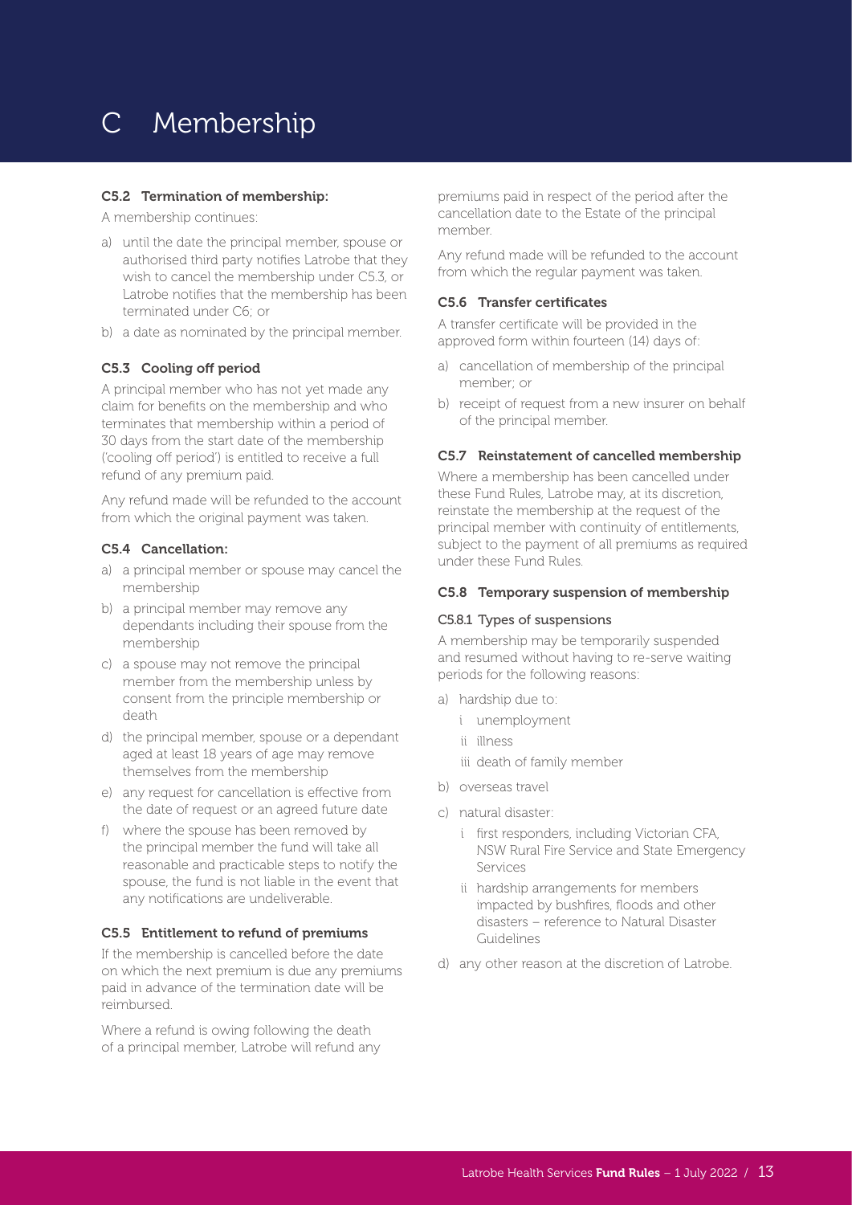# C Membership

### C5.2 Termination of membership:

A membership continues:

a) until the date the principal member, spouse or authorised third party notifies Latrobe that they wish to cancel the membership under C5.3, or Latrobe notifies that the membership has been terminated under C6; or
b) a date as nominated by the principal member.

### C5.3 Cooling off period

A principal member who has not yet made any claim for benefits on the membership and who terminates that membership within a period of 30 days from the start date of the membership ('cooling off period') is entitled to receive a full refund of any premium paid.

Any refund made will be refunded to the account from which the original payment was taken.

### C5.4 Cancellation:

a) a principal member or spouse may cancel the membership
b) a principal member may remove any dependants including their spouse from the membership
c) a spouse may not remove the principal member from the membership unless by consent from the principle membership or death
d) the principal member, spouse or a dependant aged at least 18 years of age may remove themselves from the membership
e) any request for cancellation is effective from the date of request or an agreed future date
f) where the spouse has been removed by the principal member the fund will take all reasonable and practicable steps to notify the spouse, the fund is not liable in the event that any notifications are undeliverable.

### C5.5 Entitlement to refund of premiums

If the membership is cancelled before the date on which the next premium is due any premiums paid in advance of the termination date will be reimbursed.

Where a refund is owing following the death of a principal member, Latrobe will refund any premiums paid in respect of the period after the cancellation date to the Estate of the principal member.

Any refund made will be refunded to the account from which the regular payment was taken.

### C5.6 Transfer certificates

A transfer certificate will be provided in the approved form within fourteen (14) days of:

a) cancellation of membership of the principal member; or
b) receipt of request from a new insurer on behalf of the principal member.

### C5.7 Reinstatement of cancelled membership

Where a membership has been cancelled under these Fund Rules, Latrobe may, at its discretion, reinstate the membership at the request of the principal member with continuity of entitlements, subject to the payment of all premiums as required under these Fund Rules.

### C5.8 Temporary suspension of membership

#### C5.8.1 Types of suspensions

A membership may be temporarily suspended and resumed without having to re-serve waiting periods for the following reasons:

a) hardship due to:
   i unemployment
   ii illness
   iii death of family member
b) overseas travel
c) natural disaster:
   i first responders, including Victorian CFA, NSW Rural Fire Service and State Emergency Services
   ii hardship arrangements for members impacted by bushfires, floods and other disasters – reference to Natural Disaster Guidelines
d) any other reason at the discretion of Latrobe.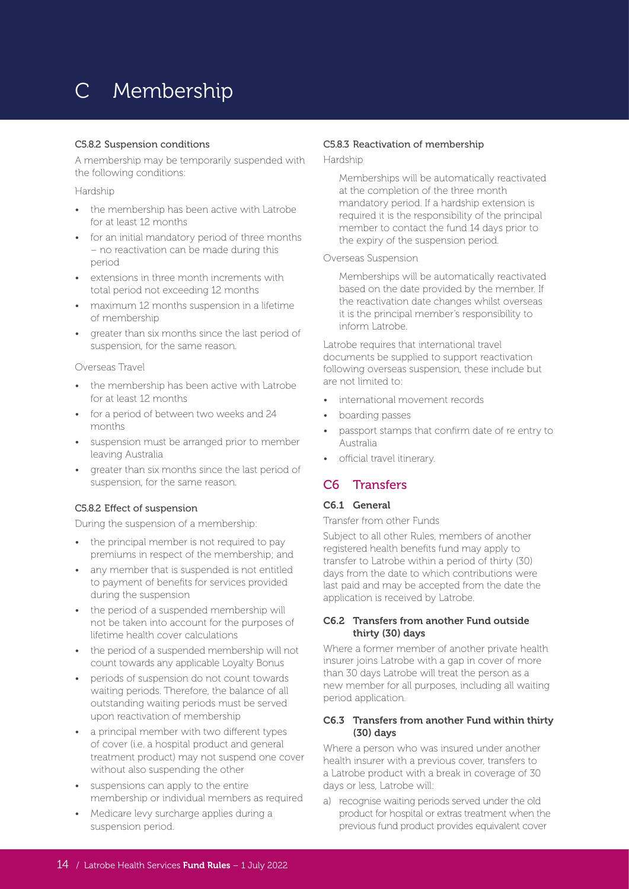# C Membership

#### C5.8.2 Suspension conditions

A membership may be temporarily suspended with the following conditions:

Hardship

- the membership has been active with Latrobe for at least 12 months
- for an initial mandatory period of three months – no reactivation can be made during this period
- extensions in three month increments with total period not exceeding 12 months
- maximum 12 months suspension in a lifetime of membership
- greater than six months since the last period of suspension, for the same reason.

Overseas Travel

- the membership has been active with Latrobe for at least 12 months
- for a period of between two weeks and 24 months
- suspension must be arranged prior to member leaving Australia
- greater than six months since the last period of suspension, for the same reason.

#### C5.8.2 Effect of suspension

During the suspension of a membership:

- the principal member is not required to pay premiums in respect of the membership; and
- any member that is suspended is not entitled to payment of benefits for services provided during the suspension
- the period of a suspended membership will not be taken into account for the purposes of lifetime health cover calculations
- the period of a suspended membership will not count towards any applicable Loyalty Bonus
- periods of suspension do not count towards waiting periods. Therefore, the balance of all outstanding waiting periods must be served upon reactivation of membership
- a principal member with two different types of cover (i.e. a hospital product and general treatment product) may not suspend one cover without also suspending the other
- suspensions can apply to the entire membership or individual members as required
- Medicare levy surcharge applies during a suspension period.

#### C5.8.3 Reactivation of membership

Hardship

> Memberships will be automatically reactivated at the completion of the three month mandatory period. If a hardship extension is required it is the responsibility of the principal member to contact the fund 14 days prior to the expiry of the suspension period.

Overseas Suspension

> Memberships will be automatically reactivated based on the date provided by the member. If the reactivation date changes whilst overseas it is the principal member's responsibility to inform Latrobe.

Latrobe requires that international travel documents be supplied to support reactivation following overseas suspension, these include but are not limited to:

- international movement records
- boarding passes
- passport stamps that confirm date of re entry to Australia
- official travel itinerary.

## C6 Transfers

### C6.1 General

Transfer from other Funds

Subject to all other Rules, members of another registered health benefits fund may apply to transfer to Latrobe within a period of thirty (30) days from the date to which contributions were last paid and may be accepted from the date the application is received by Latrobe.

### C6.2 Transfers from another Fund outside thirty (30) days

Where a former member of another private health insurer joins Latrobe with a gap in cover of more than 30 days Latrobe will treat the person as a new member for all purposes, including all waiting period application.

### C6.3 Transfers from another Fund within thirty (30) days

Where a person who was insured under another health insurer with a previous cover, transfers to a Latrobe product with a break in coverage of 30 days or less, Latrobe will:

a) recognise waiting periods served under the old product for hospital or extras treatment when the previous fund product provides equivalent cover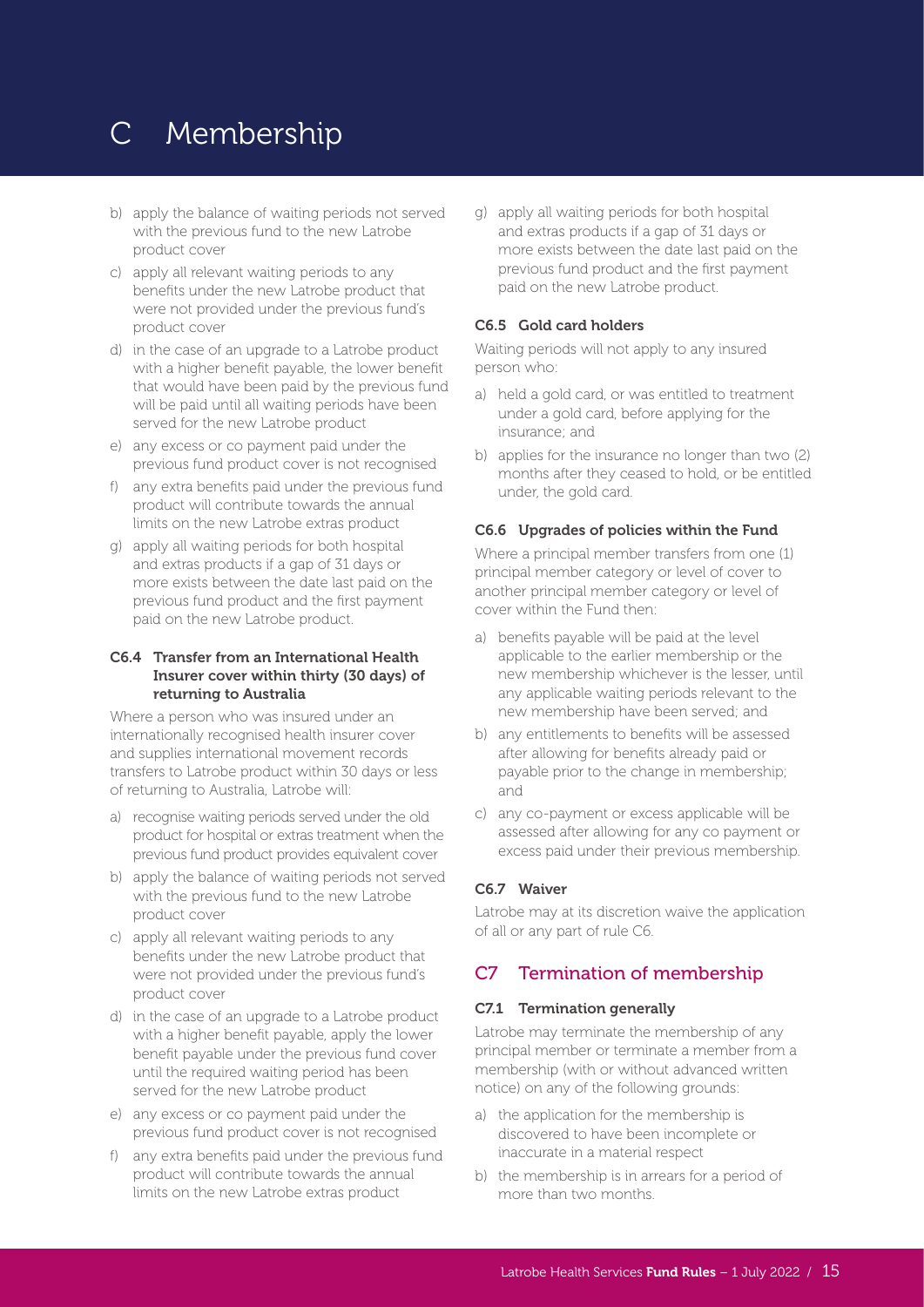# C Membership

b) apply the balance of waiting periods not served with the previous fund to the new Latrobe product cover

c) apply all relevant waiting periods to any benefits under the new Latrobe product that were not provided under the previous fund's product cover

d) in the case of an upgrade to a Latrobe product with a higher benefit payable, the lower benefit that would have been paid by the previous fund will be paid until all waiting periods have been served for the new Latrobe product

e) any excess or co payment paid under the previous fund product cover is not recognised

f) any extra benefits paid under the previous fund product will contribute towards the annual limits on the new Latrobe extras product

g) apply all waiting periods for both hospital and extras products if a gap of 31 days or more exists between the date last paid on the previous fund product and the first payment paid on the new Latrobe product.

#### C6.4 Transfer from an International Health Insurer cover within thirty (30 days) of returning to Australia

Where a person who was insured under an internationally recognised health insurer cover and supplies international movement records transfers to Latrobe product within 30 days or less of returning to Australia, Latrobe will:

a) recognise waiting periods served under the old product for hospital or extras treatment when the previous fund product provides equivalent cover

b) apply the balance of waiting periods not served with the previous fund to the new Latrobe product cover

c) apply all relevant waiting periods to any benefits under the new Latrobe product that were not provided under the previous fund's product cover

d) in the case of an upgrade to a Latrobe product with a higher benefit payable, apply the lower benefit payable under the previous fund cover until the required waiting period has been served for the new Latrobe product

e) any excess or co payment paid under the previous fund product cover is not recognised

f) any extra benefits paid under the previous fund product will contribute towards the annual limits on the new Latrobe extras product

g) apply all waiting periods for both hospital and extras products if a gap of 31 days or more exists between the date last paid on the previous fund product and the first payment paid on the new Latrobe product.

#### C6.5 Gold card holders

Waiting periods will not apply to any insured person who:

a) held a gold card, or was entitled to treatment under a gold card, before applying for the insurance; and

b) applies for the insurance no longer than two (2) months after they ceased to hold, or be entitled under, the gold card.

#### C6.6 Upgrades of policies within the Fund

Where a principal member transfers from one (1) principal member category or level of cover to another principal member category or level of cover within the Fund then:

a) benefits payable will be paid at the level applicable to the earlier membership or the new membership whichever is the lesser, until any applicable waiting periods relevant to the new membership have been served;

b) any entitlements to benefits will be assessed after allowing for benefits already paid or payable prior to the change in membership; and

c) any co-payment or excess applicable will be assessed after allowing for any co payment or excess paid under their previous membership.

#### C6.7 Waiver

Latrobe may at its discretion waive the application of all or any part of rule C6.

## C7 Termination of membership

#### C7.1 Termination generally

Latrobe may terminate the membership of any principal member or terminate a member from a membership (with or without advanced written notice) on any of the following grounds:

a) the application for the membership is discovered to have been incomplete or inaccurate in a material respect

b) the membership is in arrears for a period of more than two months.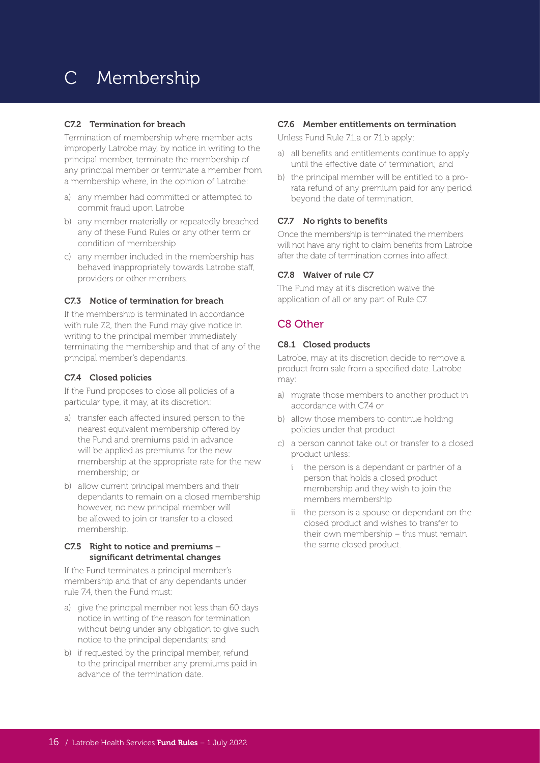# C Membership

#### C7.2 Termination for breach

Termination of membership where member acts improperly Latrobe may, by notice in writing to the principal member, terminate the membership of any principal member or terminate a member from a membership where, in the opinion of Latrobe:

a) any member had committed or attempted to commit fraud upon Latrobe
b) any member materially or repeatedly breached any of these Fund Rules or any other term or condition of membership
c) any member included in the membership has behaved inappropriately towards Latrobe staff, providers or other members.

#### C7.3 Notice of termination for breach

If the membership is terminated in accordance with rule 7.2, then the Fund may give notice in writing to the principal member immediately terminating the membership and that of any of the principal member's dependants.

#### C7.4 Closed policies

If the Fund proposes to close all policies of a particular type, it may, at its discretion:

a) transfer each affected insured person to the nearest equivalent membership offered by the Fund and premiums paid in advance will be applied as premiums for the new membership at the appropriate rate for the new membership; or
b) allow current principal members and their dependants to remain on a closed membership however, no new principal member will be allowed to join or transfer to a closed membership.

#### C7.5 Right to notice and premiums – significant detrimental changes

If the Fund terminates a principal member's membership and that of any dependants under rule 7.4, then the Fund must:

a) give the principal member not less than 60 days notice in writing of the reason for termination without being under any obligation to give such notice to the principal dependants; and
b) if requested by the principal member, refund to the principal member any premiums paid in advance of the termination date.

#### C7.6 Member entitlements on termination

Unless Fund Rule 7.1.a or 7.1.b apply:

a) all benefits and entitlements continue to apply until the effective date of termination; and
b) the principal member will be entitled to a pro-rata refund of any premium paid for any period beyond the date of termination.

#### C7.7 No rights to benefits

Once the membership is terminated the members will not have any right to claim benefits from Latrobe after the date of termination comes into affect.

#### C7.8 Waiver of rule C7

The Fund may at it's discretion waive the application of all or any part of Rule C7.

## C8 Other

#### C8.1 Closed products

Latrobe, may at its discretion decide to remove a product from sale from a specified date. Latrobe may:

a) migrate those members to another product in accordance with C7.4 or
b) allow those members to continue holding policies under that product
c) a person cannot take out or transfer to a closed product unless:
   i the person is a dependant or partner of a person that holds a closed product membership and they wish to join the members membership
   ii the person is a spouse or dependant on the closed product and wishes to transfer to their own membership – this must remain the same closed product.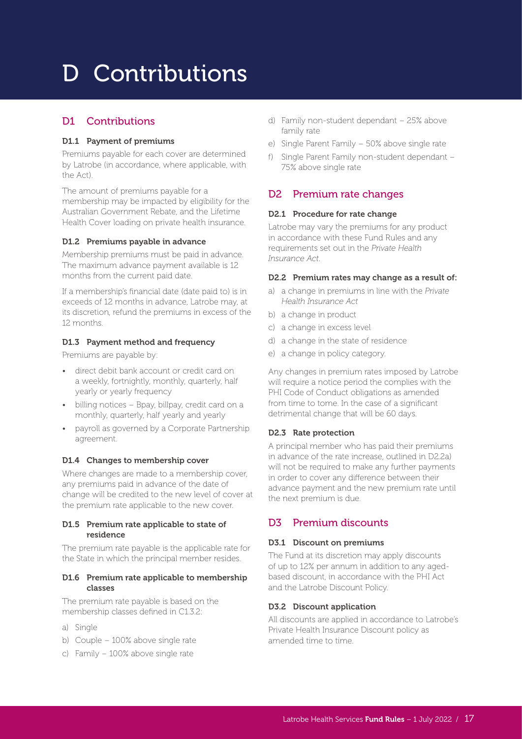# D Contributions

## D1 Contributions

### D1.1 Payment of premiums

Premiums payable for each cover are determined by Latrobe (in accordance, where applicable, with the Act).

The amount of premiums payable for a membership may be impacted by eligibility for the Australian Government Rebate, and the Lifetime Health Cover loading on private health insurance.

### D1.2 Premiums payable in advance

Membership premiums must be paid in advance. The maximum advance payment available is 12 months from the current paid date.

If a membership's financial date (date paid to) is in exceeds of 12 months in advance, Latrobe may, at its discretion, refund the premiums in excess of the 12 months.

### D1.3 Payment method and frequency

Premiums are payable by:

- direct debit bank account or credit card on a weekly, fortnightly, monthly, quarterly, half yearly or yearly frequency
- billing notices – Bpay, billpay, credit card on a monthly, quarterly, half yearly and yearly
- payroll as governed by a Corporate Partnership agreement.

### D1.4 Changes to membership cover

Where changes are made to a membership cover, any premiums paid in advance of the date of change will be credited to the new level of cover at the premium rate applicable to the new cover.

### D1.5 Premium rate applicable to state of residence

The premium rate payable is the applicable rate for the State in which the principal member resides.

### D1.6 Premium rate applicable to membership classes

The premium rate payable is based on the membership classes defined in C1.3.2:

a) Single
b) Couple – 100% above single rate
c) Family – 100% above single rate
d) Family non-student dependant – 25% above family rate
e) Single Parent Family – 50% above single rate
f) Single Parent Family non-student dependant – 75% above single rate

## D2 Premium rate changes

### D2.1 Procedure for rate change

Latrobe may vary the premiums for any product in accordance with these Fund Rules and any requirements set out in the *Private Health Insurance Act*.

### D2.2 Premium rates may change as a result of:

a) a change in premiums in line with the *Private Health Insurance Act*
b) a change in product
c) a change in excess level
d) a change in the state of residence
e) a change in policy category.

Any changes in premium rates imposed by Latrobe will require a notice period the complies with the PHI Code of Conduct obligations as amended from time to tome. In the case of a significant detrimental change that will be 60 days.

### D2.3 Rate protection

A principal member who has paid their premiums in advance of the rate increase, outlined in D2.2a) will not be required to make any further payments in order to cover any difference between their advance payment and the new premium rate until the next premium is due.

## D3 Premium discounts

### D3.1 Discount on premiums

The Fund at its discretion may apply discounts of up to 12% per annum in addition to any aged-based discount, in accordance with the PHI Act and the Latrobe Discount Policy.

### D3.2 Discount application

All discounts are applied in accordance to Latrobe's Private Health Insurance Discount policy as amended time to time.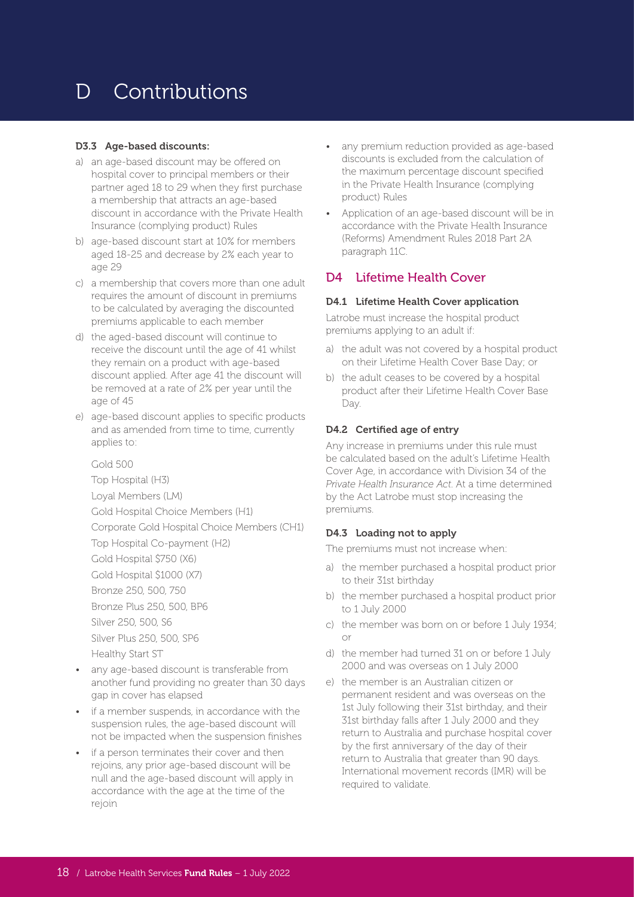# D Contributions

#### D3.3 Age-based discounts:

a) an age-based discount may be offered on hospital cover to principal members or their partner aged 18 to 29 when they first purchase a membership that attracts an age-based discount in accordance with the Private Health Insurance (complying product) Rules

b) age-based discount start at 10% for members aged 18-25 and decrease by 2% each year to age 29

c) a membership that covers more than one adult requires the amount of discount in premiums to be calculated by averaging the discounted premiums applicable to each member

d) the aged-based discount will continue to receive the discount until the age of 41 whilst they remain on a product with age-based discount applied. After age 41 the discount will be removed at a rate of 2% per year until the age of 45

e) age-based discount applies to specific products and as amended from time to time, currently applies to:

Gold 500
Top Hospital (H3)
Loyal Members (LM)
Gold Hospital Choice Members (H1)
Corporate Gold Hospital Choice Members (CH1)
Top Hospital Co-payment (H2)
Gold Hospital $750 (X6)
Gold Hospital $1000 (X7)
Bronze 250, 500, 750
Bronze Plus 250, 500, BP6
Silver 250, 500, S6
Silver Plus 250, 500, SP6
Healthy Start ST

- any age-based discount is transferable from another fund providing no greater than 30 days gap in cover has elapsed
- if a member suspends, in accordance with the suspension rules, the age-based discount will not be impacted when the suspension finishes
- if a person terminates their cover and then rejoins, any prior age-based discount will be null and the age-based discount will apply in accordance with the age at the time of the rejoin
- any premium reduction provided as age-based discounts is excluded from the calculation of the maximum percentage discount specified in the Private Health Insurance (complying product) Rules
- Application of an age-based discount will be in accordance with the Private Health Insurance (Reforms) Amendment Rules 2018 Part 2A paragraph 11C.

## D4 Lifetime Health Cover

#### D4.1 Lifetime Health Cover application

Latrobe must increase the hospital product premiums applying to an adult if:

a) the adult was not covered by a hospital product on their Lifetime Health Cover Base Day; or

b) the adult ceases to be covered by a hospital product after their Lifetime Health Cover Base Day.

#### D4.2 Certified age of entry

Any increase in premiums under this rule must be calculated based on the adult's Lifetime Health Cover Age, in accordance with Division 34 of the *Private Health Insurance Act*. At a time determined by the Act Latrobe must stop increasing the premiums.

#### D4.3 Loading not to apply

The premiums must not increase when:

a) the member purchased a hospital product prior to their 31st birthday

b) the member purchased a hospital product prior to 1 July 2000

c) the member was born on or before 1 July 1934; or

d) the member had turned 31 on or before 1 July 2000 and was overseas on 1 July 2000

e) the member is an Australian citizen or permanent resident and was overseas on the 1st July following their 31st birthday, and their 31st birthday falls after 1 July 2000 and they return to Australia and purchase hospital cover by the first anniversary of the day of their return to Australia that greater than 90 days. International movement records (IMR) will be required to validate.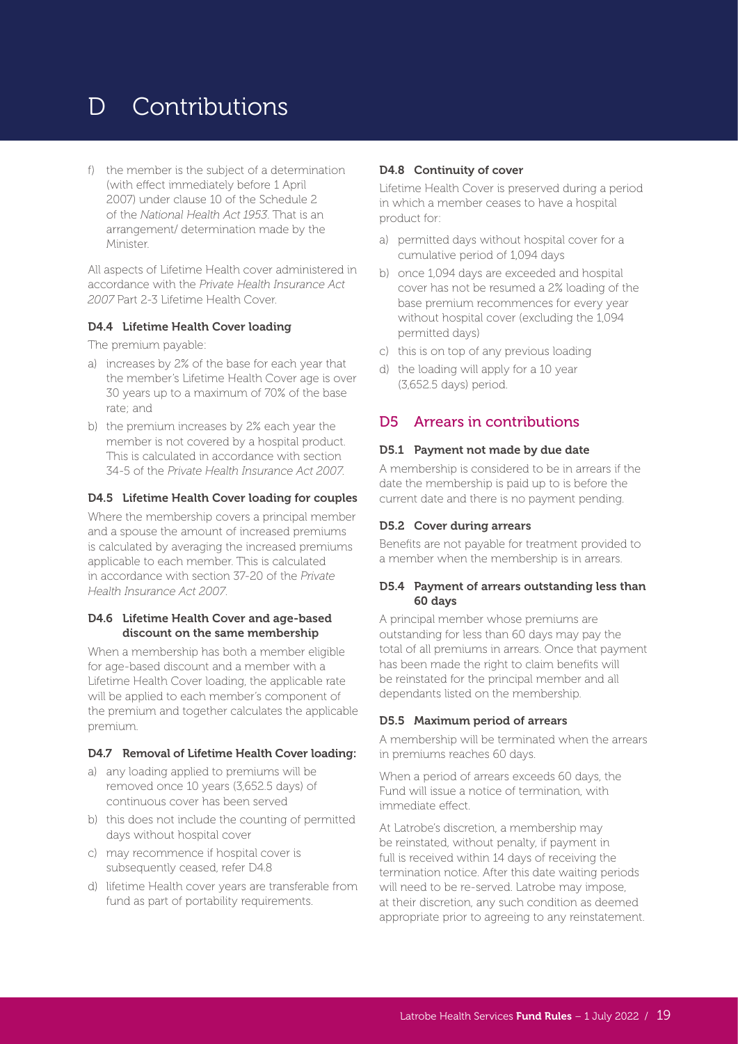# D Contributions

f) the member is the subject of a determination (with effect immediately before 1 April 2007) under clause 10 of the Schedule 2 of the *National Health Act 1953*. That is an arrangement/ determination made by the Minister.

All aspects of Lifetime Health cover administered in accordance with the *Private Health Insurance Act 2007* Part 2-3 Lifetime Health Cover.

### D4.4 Lifetime Health Cover loading

The premium payable:

a) increases by 2% of the base for each year that the member's Lifetime Health Cover age is over 30 years up to a maximum of 70% of the base rate; and
b) the premium increases by 2% each year the member is not covered by a hospital product. This is calculated in accordance with section 34-5 of the *Private Health Insurance Act 2007*.

### D4.5 Lifetime Health Cover loading for couples

Where the membership covers a principal member and a spouse the amount of increased premiums is calculated by averaging the increased premiums applicable to each member. This is calculated in accordance with section 37-20 of the *Private Health Insurance Act 2007*.

### D4.6 Lifetime Health Cover and age-based discount on the same membership

When a membership has both a member eligible for age-based discount and a member with a Lifetime Health Cover loading, the applicable rate will be applied to each member's component of the premium and together calculates the applicable premium.

### D4.7 Removal of Lifetime Health Cover loading:

a) any loading applied to premiums will be removed once 10 years (3,652.5 days) of continuous cover has been served
b) this does not include the counting of permitted days without hospital cover
c) may recommence if hospital cover is subsequently ceased, refer D4.8
d) lifetime Health cover years are transferable from fund as part of portability requirements.

### D4.8 Continuity of cover

Lifetime Health Cover is preserved during a period in which a member ceases to have a hospital product for:

a) permitted days without hospital cover for a cumulative period of 1,094 days
b) once 1,094 days are exceeded and hospital cover has not be resumed a 2% loading of the base premium recommences for every year without hospital cover (excluding the 1,094 permitted days)
c) this is on top of any previous loading
d) the loading will apply for a 10 year (3,652.5 days) period.

## D5 Arrears in contributions

### D5.1 Payment not made by due date

A membership is considered to be in arrears if the date the membership is paid up to is before the current date and there is no payment pending.

### D5.2 Cover during arrears

Benefits are not payable for treatment provided to a member when the membership is in arrears.

### D5.4 Payment of arrears outstanding less than 60 days

A principal member whose premiums are outstanding for less than 60 days may pay the total of all premiums in arrears. Once that payment has been made the right to claim benefits will be reinstated for the principal member and all dependants listed on the membership.

### D5.5 Maximum period of arrears

A membership will be terminated when the arrears in premiums reaches 60 days.

When a period of arrears exceeds 60 days, the Fund will issue a notice of termination, with immediate effect.

At Latrobe's discretion, a membership may be reinstated, without penalty, if payment in full is received within 14 days of receiving the termination notice. After this date waiting periods will need to be re-served. Latrobe may impose, at their discretion, any such condition as deemed appropriate prior to agreeing to any reinstatement.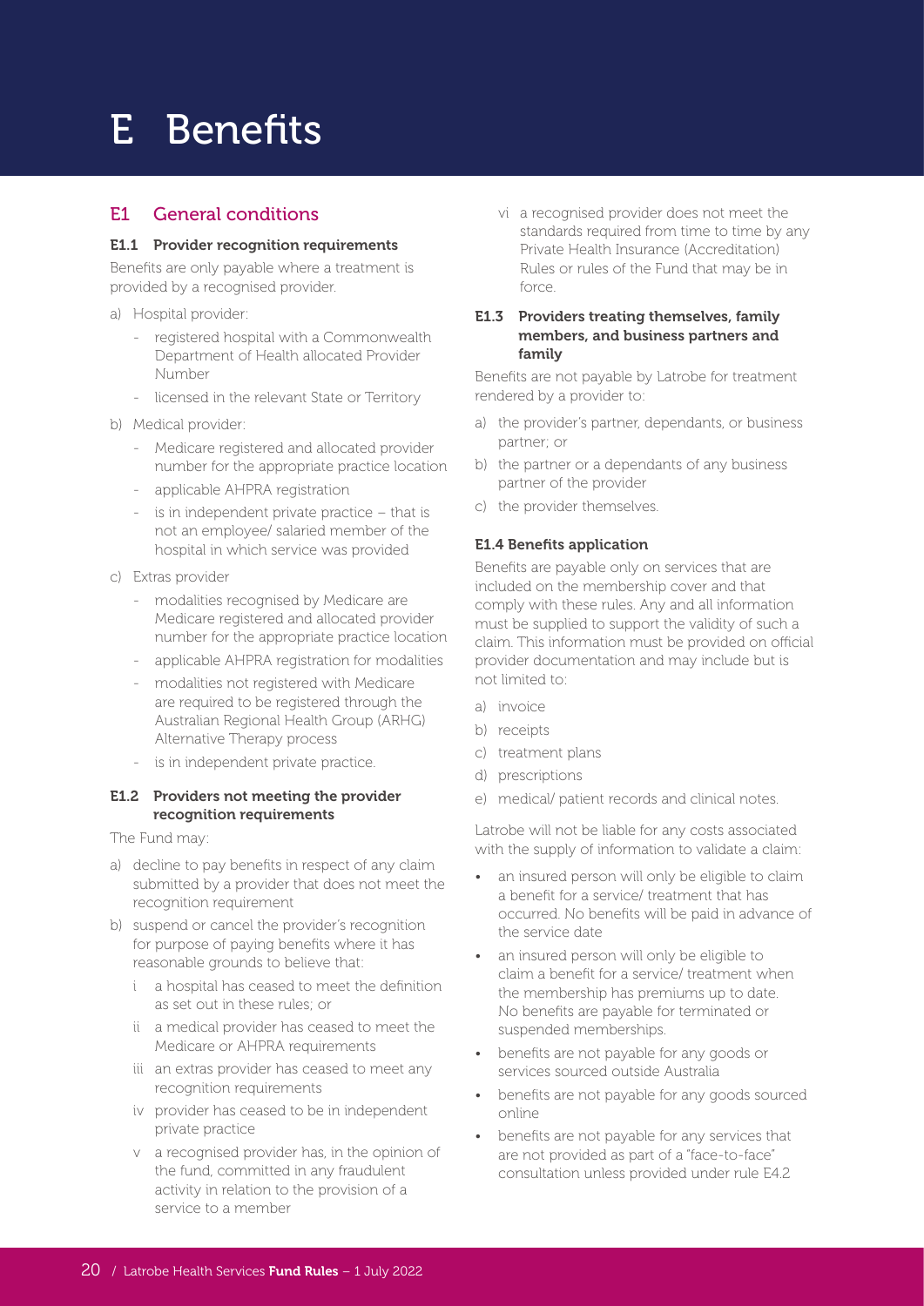# E Benefits

## E1 General conditions

### E1.1 Provider recognition requirements

Benefits are only payable where a treatment is provided by a recognised provider.

a) Hospital provider:
   - registered hospital with a Commonwealth Department of Health allocated Provider Number
   - licensed in the relevant State or Territory

b) Medical provider:
   - Medicare registered and allocated provider number for the appropriate practice location
   - applicable AHPRA registration
   - is in independent private practice – that is not an employee/ salaried member of the hospital in which service was provided

c) Extras provider
   - modalities recognised by Medicare are Medicare registered and allocated provider number for the appropriate practice location
   - applicable AHPRA registration for modalities
   - modalities not registered with Medicare are required to be registered through the Australian Regional Health Group (ARHG) Alternative Therapy process
   - is in independent private practice.

### E1.2 Providers not meeting the provider recognition requirements

The Fund may:

a) decline to pay benefits in respect of any claim submitted by a provider that does not meet the recognition requirement

b) suspend or cancel the provider's recognition for purpose of paying benefits where it has reasonable grounds to believe that:
   i a hospital has ceased to meet the definition as set out in these rules; or
   ii a medical provider has ceased to meet the Medicare or AHPRA requirements
   iii an extras provider has ceased to meet any recognition requirements
   iv provider has ceased to be in independent private practice
   v a recognised provider has, in the opinion of the fund, committed in any fraudulent activity in relation to the provision of a service to a member
   vi a recognised provider does not meet the standards required from time to time by any Private Health Insurance (Accreditation) Rules or rules of the Fund that may be in force.

### E1.3 Providers treating themselves, family members, and business partners and family

Benefits are not payable by Latrobe for treatment rendered by a provider to:

a) the provider's partner, dependants, or business partner; or
b) the partner or a dependants of any business partner of the provider
c) the provider themselves.

### E1.4 Benefits application

Benefits are payable only on services that are included on the membership cover and that comply with these rules. Any and all information must be supplied to support the validity of such a claim. This information must be provided on official provider documentation and may include but is not limited to:

a) invoice
b) receipts
c) treatment plans
d) prescriptions
e) medical/ patient records and clinical notes.

Latrobe will not be liable for any costs associated with the supply of information to validate a claim:

- an insured person will only be eligible to claim a benefit for a service/ treatment that has occurred. No benefits will be paid in advance of the service date
- an insured person will only be eligible to claim a benefit for a service/ treatment when the membership has premiums up to date. No benefits are payable for terminated or suspended memberships.
- benefits are not payable for any goods or services sourced outside Australia
- benefits are not payable for any goods sourced online
- benefits are not payable for any services that are not provided as part of a "face-to-face" consultation unless provided under rule E4.2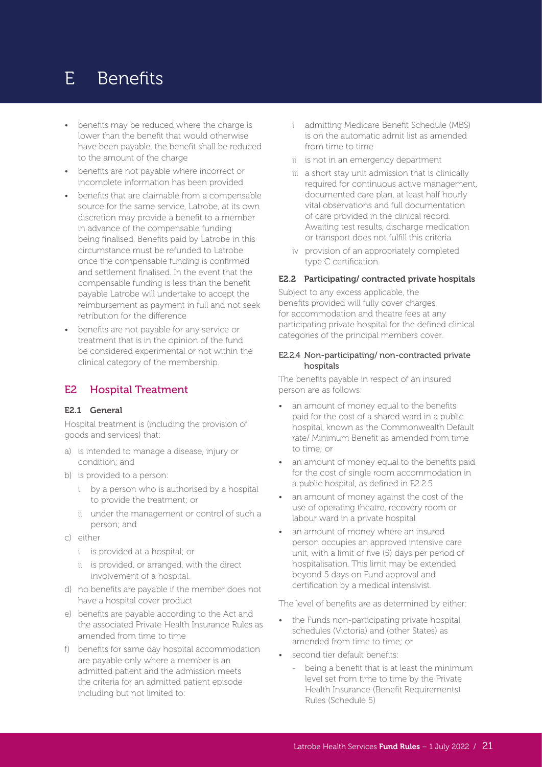# E Benefits

- benefits may be reduced where the charge is lower than the benefit that would otherwise have been payable, the benefit shall be reduced to the amount of the charge
- benefits are not payable where incorrect or incomplete information has been provided
- benefits that are claimable from a compensable source for the same service, Latrobe, at its own discretion may provide a benefit to a member in advance of the compensable funding being finalised. Benefits paid by Latrobe in this circumstance must be refunded to Latrobe once the compensable funding is confirmed and settlement finalised. In the event that the compensable funding is less than the benefit payable Latrobe will undertake to accept the reimbursement as payment in full and not seek retribution for the difference
- benefits are not payable for any service or treatment that is in the opinion of the fund be considered experimental or not within the clinical category of the membership.

## E2 Hospital Treatment

### E2.1 General

Hospital treatment is (including the provision of goods and services) that:

a) is intended to manage a disease, injury or condition; and
b) is provided to a person:
   i by a person who is authorised by a hospital to provide the treatment; or
   ii under the management or control of such a person; and
c) either
   i is provided at a hospital; or
   ii is provided, or arranged, with the direct involvement of a hospital.
d) no benefits are payable if the member does not have a hospital cover product
e) benefits are payable according to the Act and the associated Private Health Insurance Rules as amended from time to time
f) benefits for same day hospital accommodation are payable only where a member is an admitted patient and the admission meets the criteria for an admitted patient episode including but not limited to:
   i admitting Medicare Benefit Schedule (MBS) is on the automatic admit list as amended from time to time
   ii is not in an emergency department
   iii a short stay unit admission that is clinically required for continuous active management, documented care plan, at least half hourly vital observations and full documentation of care provided in the clinical record. Awaiting test results, discharge medication or transport does not fulfill this criteria
   iv provision of an appropriately completed type C certification.

### E2.2 Participating/ contracted private hospitals

Subject to any excess applicable, the benefits provided will fully cover charges for accommodation and theatre fees at any participating private hospital for the defined clinical categories of the principal members cover.

#### E2.2.4 Non-participating/ non-contracted private hospitals

The benefits payable in respect of an insured person are as follows:

- an amount of money equal to the benefits paid for the cost of a shared ward in a public hospital, known as the Commonwealth Default rate/ Minimum Benefit as amended from time to time; or
- an amount of money equal to the benefits paid for the cost of single room accommodation in a public hospital, as defined in E2.2.5
- an amount of money against the cost of the use of operating theatre, recovery room or labour ward in a private hospital
- an amount of money where an insured person occupies an approved intensive care unit, with a limit of five (5) days per period of hospitalisation. This limit may be extended beyond 5 days on Fund approval and certification by a medical intensivist.

The level of benefits are as determined by either:

- the Funds non-participating private hospital schedules (Victoria) and (other States) as amended from time to time; or
- second tier default benefits:
  - being a benefit that is at least the minimum level set from time to time by the Private Health Insurance (Benefit Requirements) Rules (Schedule 5)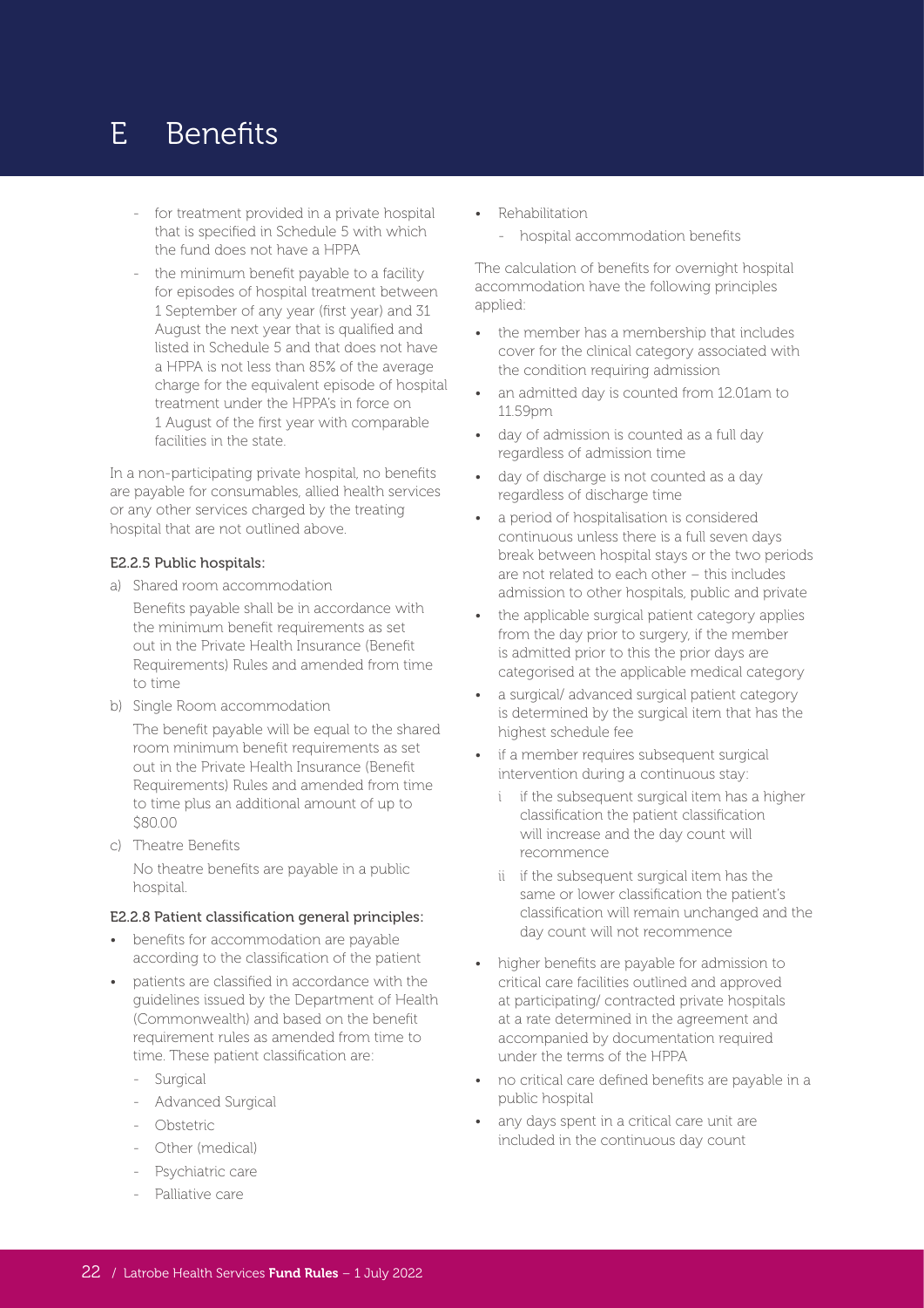# E Benefits

- for treatment provided in a private hospital that is specified in Schedule 5 with which the fund does not have a HPPA
- the minimum benefit payable to a facility for episodes of hospital treatment between 1 September of any year (first year) and 31 August the next year that is qualified and listed in Schedule 5 and that does not have a HPPA is not less than 85% of the average charge for the equivalent episode of hospital treatment under the HPPA's in force on 1 August of the first year with comparable facilities in the state.

In a non-participating private hospital, no benefits are payable for consumables, allied health services or any other services charged by the treating hospital that are not outlined above.

#### E2.2.5 Public hospitals:

a) Shared room accommodation

   Benefits payable shall be in accordance with the minimum benefit requirements as set out in the Private Health Insurance (Benefit Requirements) Rules and amended from time to time

b) Single Room accommodation

   The benefit payable will be equal to the shared room minimum benefit requirements as set out in the Private Health Insurance (Benefit Requirements) Rules and amended from time to time plus an additional amount of up to $80.00

c) Theatre Benefits

   No theatre benefits are payable in a public hospital.

#### E2.2.8 Patient classification general principles:

- benefits for accommodation are payable according to the classification of the patient
- patients are classified in accordance with the guidelines issued by the Department of Health (Commonwealth) and based on the benefit requirement rules as amended from time to time. These patient classification are:
  - Surgical
  - Advanced Surgical
  - Obstetric
  - Other (medical)
  - Psychiatric care
  - Palliative care
- Rehabilitation
  - hospital accommodation benefits

The calculation of benefits for overnight hospital accommodation have the following principles applied:

- the member has a membership that includes cover for the clinical category associated with the condition requiring admission
- an admitted day is counted from 12.01am to 11.59pm
- day of admission is counted as a full day regardless of admission time
- day of discharge is not counted as a day regardless of discharge time
- a period of hospitalisation is considered continuous unless there is a full seven days break between hospital stays or the two periods are not related to each other – this includes admission to other hospitals, public and private
- the applicable surgical patient category applies from the day prior to surgery, if the member is admitted prior to this the prior days are categorised at the applicable medical category
- a surgical/ advanced surgical patient category is determined by the surgical item that has the highest schedule fee
- if a member requires subsequent surgical intervention during a continuous stay:
  - i if the subsequent surgical item has a higher classification the patient classification will increase and the day count will recommence
  - ii if the subsequent surgical item has the same or lower classification the patient's classification will remain unchanged and the day count will not recommence
- higher benefits are payable for admission to critical care facilities outlined and approved at participating/ contracted private hospitals at a rate determined in the agreement and accompanied by documentation required under the terms of the HPPA
- no critical care defined benefits are payable in a public hospital
- any days spent in a critical care unit are included in the continuous day count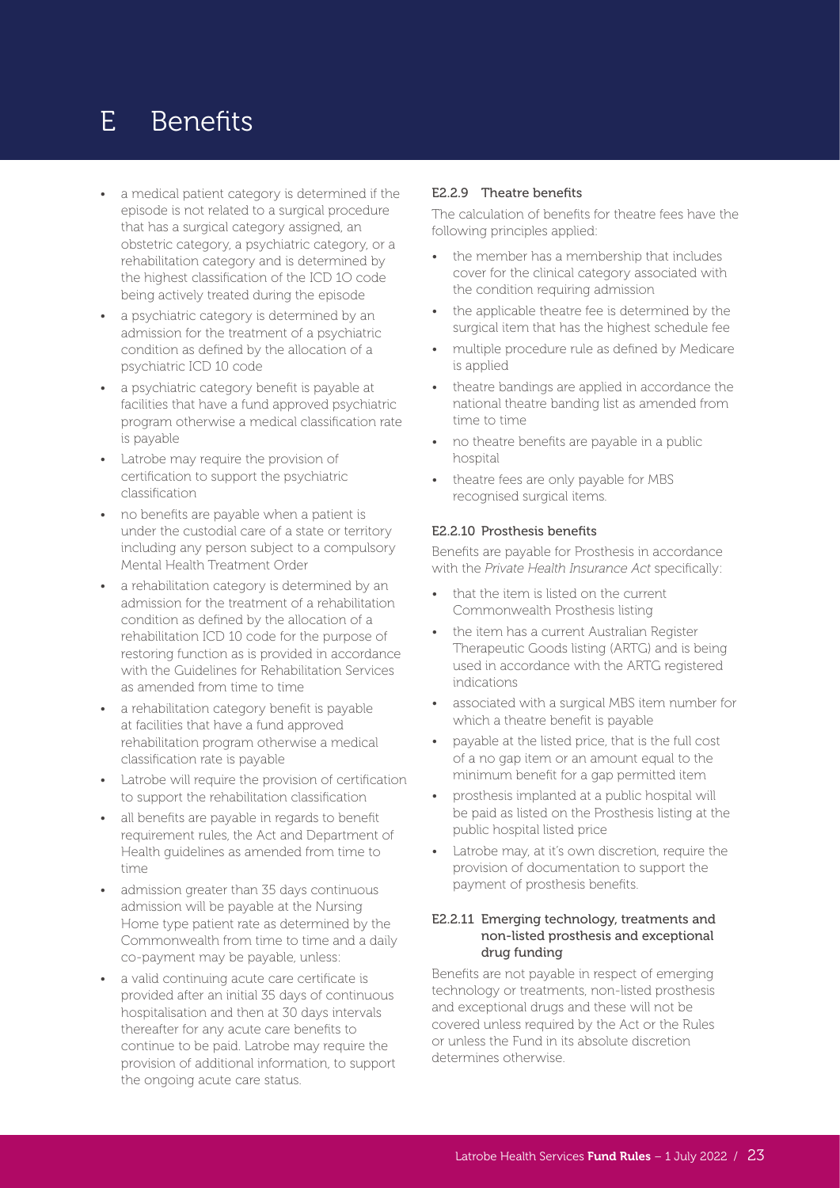# E Benefits

- a medical patient category is determined if the episode is not related to a surgical procedure that has a surgical category assigned, an obstetric category, a psychiatric category, or a rehabilitation category and is determined by the highest classification of the ICD 1O code being actively treated during the episode
- a psychiatric category is determined by an admission for the treatment of a psychiatric condition as defined by the allocation of a psychiatric ICD 10 code
- a psychiatric category benefit is payable at facilities that have a fund approved psychiatric program otherwise a medical classification rate is payable
- Latrobe may require the provision of certification to support the psychiatric classification
- no benefits are payable when a patient is under the custodial care of a state or territory including any person subject to a compulsory Mental Health Treatment Order
- a rehabilitation category is determined by an admission for the treatment of a rehabilitation condition as defined by the allocation of a rehabilitation ICD 10 code for the purpose of restoring function as is provided in accordance with the Guidelines for Rehabilitation Services as amended from time to time
- a rehabilitation category benefit is payable at facilities that have a fund approved rehabilitation program otherwise a medical classification rate is payable
- Latrobe will require the provision of certification to support the rehabilitation classification
- all benefits are payable in regards to benefit requirement rules, the Act and Department of Health guidelines as amended from time to time
- admission greater than 35 days continuous admission will be payable at the Nursing Home type patient rate as determined by the Commonwealth from time to time and a daily co-payment may be payable, unless:
- a valid continuing acute care certificate is provided after an initial 35 days of continuous hospitalisation and then at 30 days intervals thereafter for any acute care benefits to continue to be paid. Latrobe may require the provision of additional information, to support the ongoing acute care status.

#### E2.2.9 Theatre benefits

The calculation of benefits for theatre fees have the following principles applied:

- the member has a membership that includes cover for the clinical category associated with the condition requiring admission
- the applicable theatre fee is determined by the surgical item that has the highest schedule fee
- multiple procedure rule as defined by Medicare is applied
- theatre bandings are applied in accordance the national theatre banding list as amended from time to time
- no theatre benefits are payable in a public hospital
- theatre fees are only payable for MBS recognised surgical items.

#### E2.2.10 Prosthesis benefits

Benefits are payable for Prosthesis in accordance with the *Private Health Insurance Act* specifically:

- that the item is listed on the current Commonwealth Prosthesis listing
- the item has a current Australian Register Therapeutic Goods listing (ARTG) and is being used in accordance with the ARTG registered indications
- associated with a surgical MBS item number for which a theatre benefit is payable
- payable at the listed price, that is the full cost of a no gap item or an amount equal to the minimum benefit for a gap permitted item
- prosthesis implanted at a public hospital will be paid as listed on the Prosthesis listing at the public hospital listed price
- Latrobe may, at it's own discretion, require the provision of documentation to support the payment of prosthesis benefits.

#### E2.2.11 Emerging technology, treatments and non-listed prosthesis and exceptional drug funding

Benefits are not payable in respect of emerging technology or treatments, non-listed prosthesis and exceptional drugs and these will not be covered unless required by the Act or the Rules or unless the Fund in its absolute discretion determines otherwise.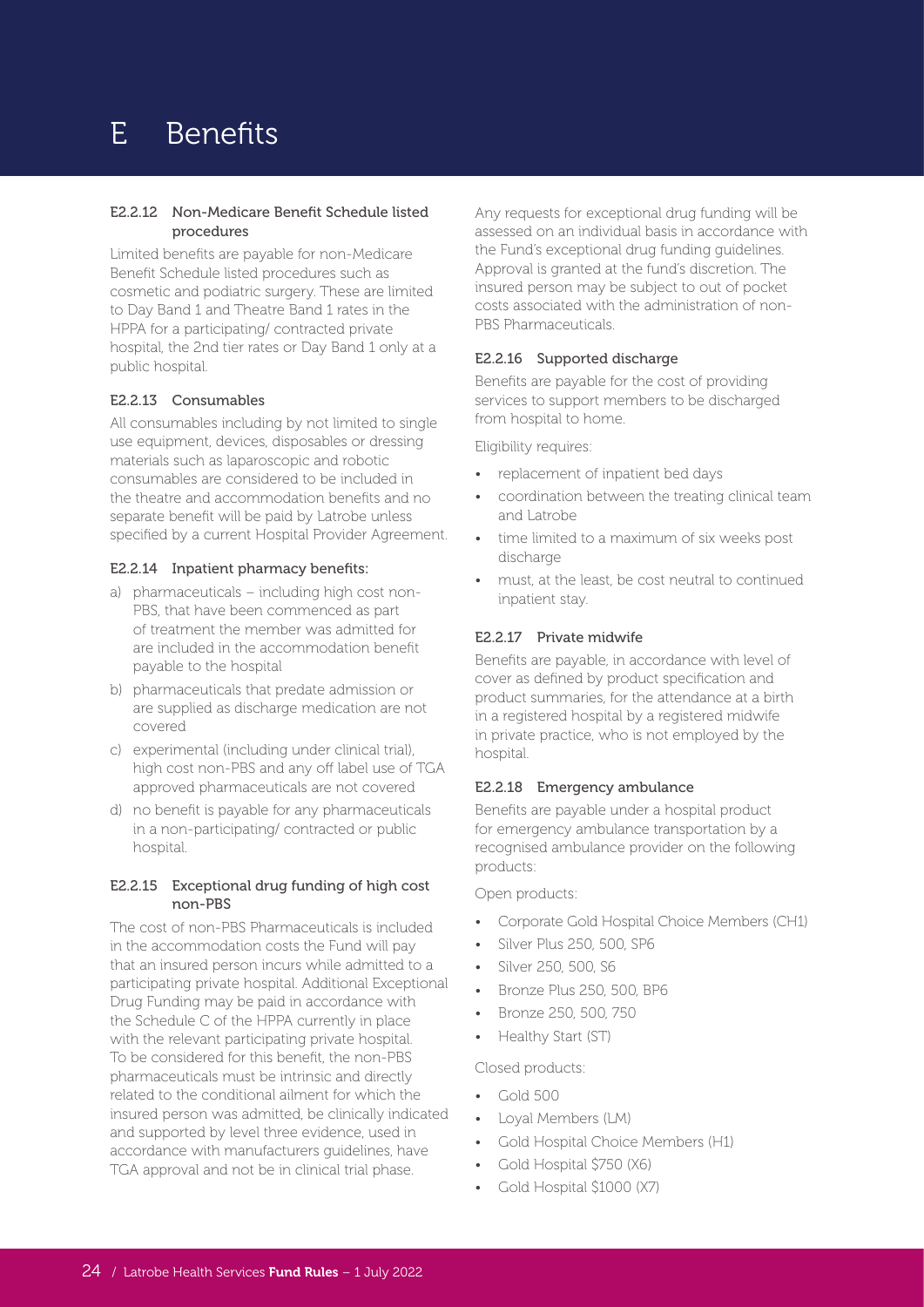# E Benefits

### E2.2.12 Non-Medicare Benefit Schedule listed procedures

Limited benefits are payable for non-Medicare Benefit Schedule listed procedures such as cosmetic and podiatric surgery. These are limited to Day Band 1 and Theatre Band 1 rates in the HPPA for a participating/ contracted private hospital, the 2nd tier rates or Day Band 1 only at a public hospital.

### E2.2.13 Consumables

All consumables including by not limited to single use equipment, devices, disposables or dressing materials such as laparoscopic and robotic consumables are considered to be included in the theatre and accommodation benefits and no separate benefit will be paid by Latrobe unless specified by a current Hospital Provider Agreement.

### E2.2.14 Inpatient pharmacy benefits:

a) pharmaceuticals – including high cost non-PBS, that have been commenced as part of treatment the member was admitted for are included in the accommodation benefit payable to the hospital
b) pharmaceuticals that predate admission or are supplied as discharge medication are not covered
c) experimental (including under clinical trial), high cost non-PBS and any off label use of TGA approved pharmaceuticals are not covered
d) no benefit is payable for any pharmaceuticals in a non-participating/ contracted or public hospital.

### E2.2.15 Exceptional drug funding of high cost non-PBS

The cost of non-PBS Pharmaceuticals is included in the accommodation costs the Fund will pay that an insured person incurs while admitted to a participating private hospital. Additional Exceptional Drug Funding may be paid in accordance with the Schedule C of the HPPA currently in place with the relevant participating private hospital. To be considered for this benefit, the non-PBS pharmaceuticals must be intrinsic and directly related to the conditional ailment for which the insured person was admitted, be clinically indicated and supported by level three evidence, used in accordance with manufacturers guidelines, have TGA approval and not be in clinical trial phase.

Any requests for exceptional drug funding will be assessed on an individual basis in accordance with the Fund's exceptional drug funding guidelines. Approval is granted at the fund's discretion. The insured person may be subject to out of pocket costs associated with the administration of non-PBS Pharmaceuticals.

### E2.2.16 Supported discharge

Benefits are payable for the cost of providing services to support members to be discharged from hospital to home.

Eligibility requires:

- replacement of inpatient bed days
- coordination between the treating clinical team and Latrobe
- time limited to a maximum of six weeks post discharge
- must, at the least, be cost neutral to continued inpatient stay.

### E2.2.17 Private midwife

Benefits are payable, in accordance with level of cover as defined by product specification and product summaries, for the attendance at a birth in a registered hospital by a registered midwife in private practice, who is not employed by the hospital.

### E2.2.18 Emergency ambulance

Benefits are payable under a hospital product for emergency ambulance transportation by a recognised ambulance provider on the following products:

Open products:

- Corporate Gold Hospital Choice Members (CH1)
- Silver Plus 250, 500, SP6
- Silver 250, 500, S6
- Bronze Plus 250, 500, BP6
- Bronze 250, 500, 750
- Healthy Start (ST)

Closed products:

- Gold 500
- Loyal Members (LM)
- Gold Hospital Choice Members (H1)
- Gold Hospital $750 (X6)
- Gold Hospital $1000 (X7)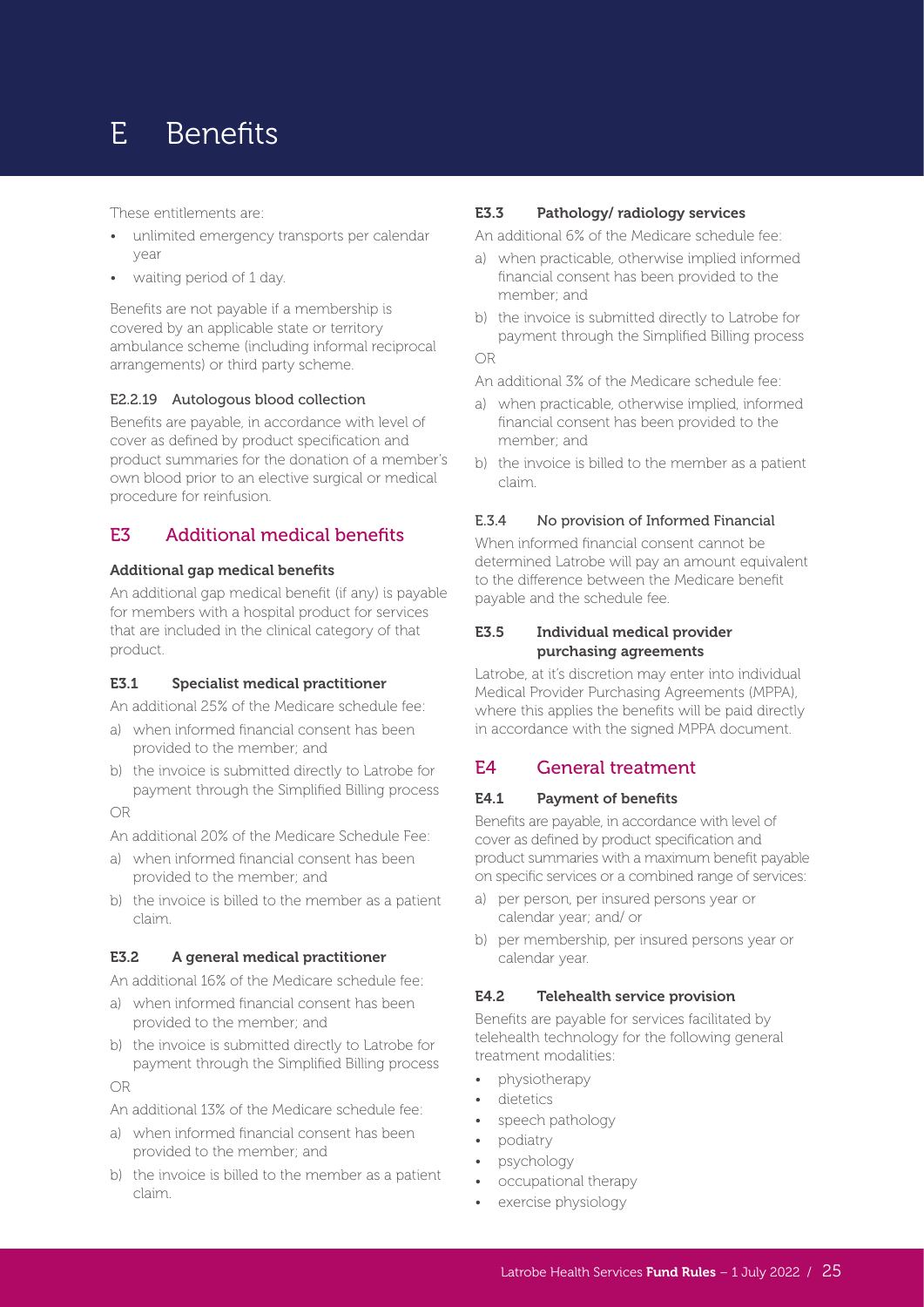# E Benefits

These entitlements are:

- unlimited emergency transports per calendar year
- waiting period of 1 day.

Benefits are not payable if a membership is covered by an applicable state or territory ambulance scheme (including informal reciprocal arrangements) or third party scheme.

#### E2.2.19 Autologous blood collection

Benefits are payable, in accordance with level of cover as defined by product specification and product summaries for the donation of a member's own blood prior to an elective surgical or medical procedure for reinfusion.

## E3 Additional medical benefits

**Additional gap medical benefits**

An additional gap medical benefit (if any) is payable for members with a hospital product for services that are included in the clinical category of that product.

### E3.1 Specialist medical practitioner

An additional 25% of the Medicare schedule fee:

a) when informed financial consent has been provided to the member; and
b) the invoice is submitted directly to Latrobe for payment through the Simplified Billing process

OR

An additional 20% of the Medicare Schedule Fee:

a) when informed financial consent has been provided to the member; and
b) the invoice is billed to the member as a patient claim.

### E3.2 A general medical practitioner

An additional 16% of the Medicare schedule fee:

a) when informed financial consent has been provided to the member; and
b) the invoice is submitted directly to Latrobe for payment through the Simplified Billing process

OR

An additional 13% of the Medicare schedule fee:

a) when informed financial consent has been provided to the member; and
b) the invoice is billed to the member as a patient claim.

### E3.3 Pathology/ radiology services

An additional 6% of the Medicare schedule fee:

a) when practicable, otherwise implied informed financial consent has been provided to the member; and
b) the invoice is submitted directly to Latrobe for payment through the Simplified Billing process

OR

An additional 3% of the Medicare schedule fee:

a) when practicable, otherwise implied, informed financial consent has been provided to the member; and
b) the invoice is billed to the member as a patient claim.

### E.3.4 No provision of Informed Financial

When informed financial consent cannot be determined Latrobe will pay an amount equivalent to the difference between the Medicare benefit payable and the schedule fee.

### E3.5 Individual medical provider purchasing agreements

Latrobe, at it's discretion may enter into individual Medical Provider Purchasing Agreements (MPPA), where this applies the benefits will be paid directly in accordance with the signed MPPA document.

## E4 General treatment

### E4.1 Payment of benefits

Benefits are payable, in accordance with level of cover as defined by product specification and product summaries with a maximum benefit payable on specific services or a combined range of services:

a) per person, per insured persons year or calendar year; and/ or
b) per membership, per insured persons year or calendar year.

### E4.2 Telehealth service provision

Benefits are payable for services facilitated by telehealth technology for the following general treatment modalities:

- physiotherapy
- dietetics
- speech pathology
- podiatry
- psychology
- occupational therapy
- exercise physiology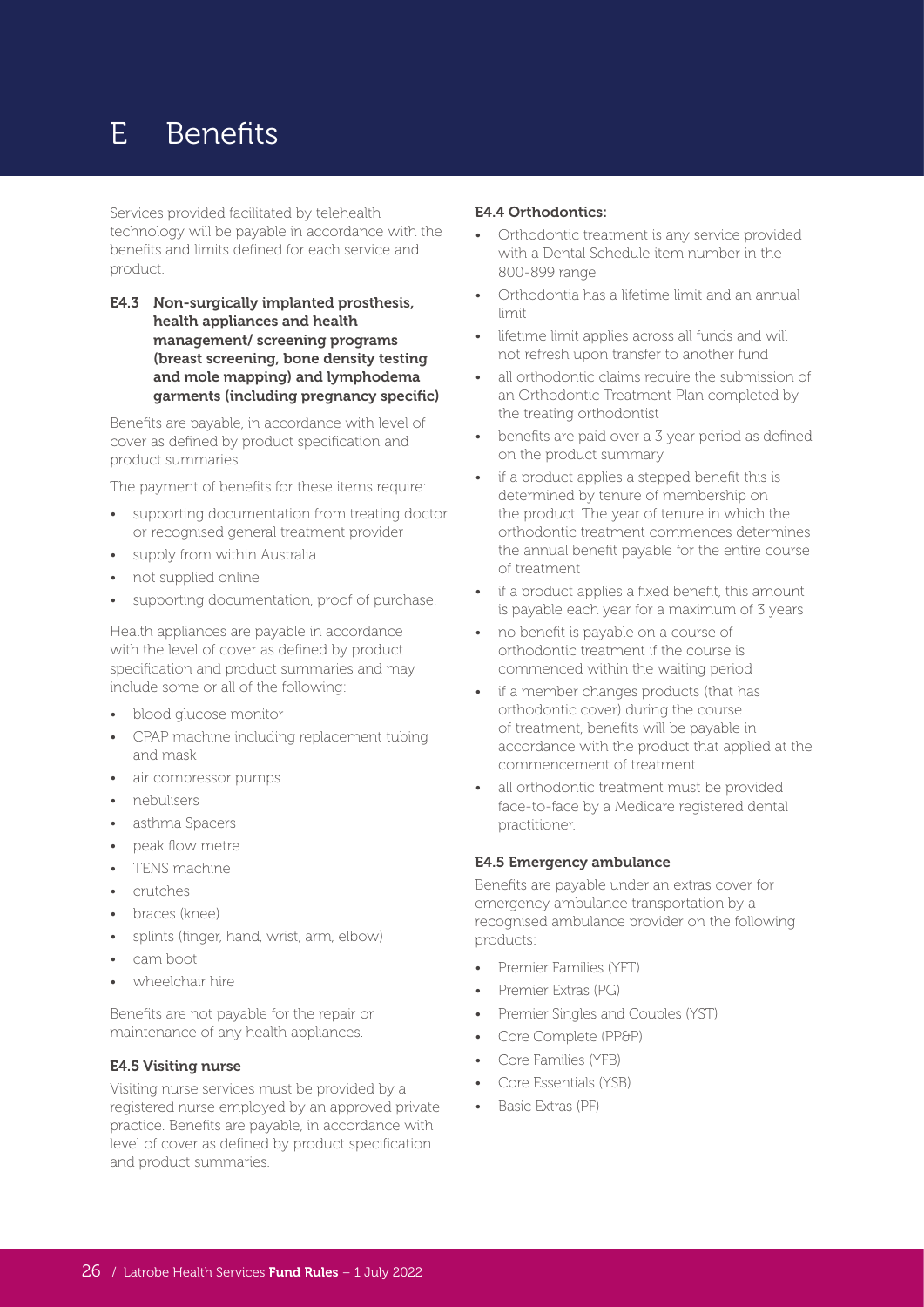# E Benefits

Services provided facilitated by telehealth technology will be payable in accordance with the benefits and limits defined for each service and product.

### E4.3 Non-surgically implanted prosthesis, health appliances and health management/ screening programs (breast screening, bone density testing and mole mapping) and lymphodema garments (including pregnancy specific)

Benefits are payable, in accordance with level of cover as defined by product specification and product summaries.

The payment of benefits for these items require:

- supporting documentation from treating doctor or recognised general treatment provider
- supply from within Australia
- not supplied online
- supporting documentation, proof of purchase.

Health appliances are payable in accordance with the level of cover as defined by product specification and product summaries and may include some or all of the following:

- blood glucose monitor
- CPAP machine including replacement tubing and mask
- air compressor pumps
- nebulisers
- asthma Spacers
- peak flow metre
- TENS machine
- crutches
- braces (knee)
- splints (finger, hand, wrist, arm, elbow)
- cam boot
- wheelchair hire

Benefits are not payable for the repair or maintenance of any health appliances.

### E4.5 Visiting nurse

Visiting nurse services must be provided by a registered nurse employed by an approved private practice. Benefits are payable, in accordance with level of cover as defined by product specification and product summaries.

### E4.4 Orthodontics:

- Orthodontic treatment is any service provided with a Dental Schedule item number in the 800-899 range
- Orthodontia has a lifetime limit and an annual limit
- lifetime limit applies across all funds and will not refresh upon transfer to another fund
- all orthodontic claims require the submission of an Orthodontic Treatment Plan completed by the treating orthodontist
- benefits are paid over a 3 year period as defined on the product summary
- if a product applies a stepped benefit this is determined by tenure of membership on the product. The year of tenure in which the orthodontic treatment commences determines the annual benefit payable for the entire course of treatment
- if a product applies a fixed benefit, this amount is payable each year for a maximum of 3 years
- no benefit is payable on a course of orthodontic treatment if the course is commenced within the waiting period
- if a member changes products (that has orthodontic cover) during the course of treatment, benefits will be payable in accordance with the product that applied at the commencement of treatment
- all orthodontic treatment must be provided face-to-face by a Medicare registered dental practitioner.

### E4.5 Emergency ambulance

Benefits are payable under an extras cover for emergency ambulance transportation by a recognised ambulance provider on the following products:

- Premier Families (YFT)
- Premier Extras (PG)
- Premier Singles and Couples (YST)
- Core Complete (PP&P)
- Core Families (YFB)
- Core Essentials (YSB)
- Basic Extras (PF)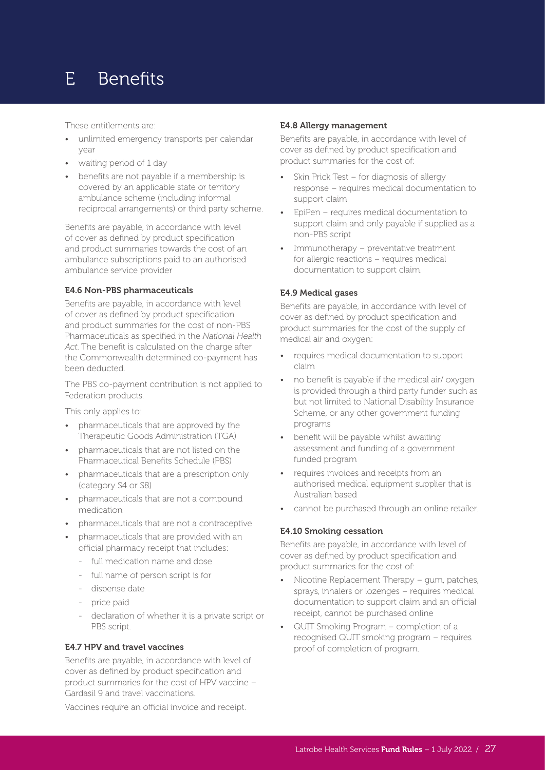# E Benefits

These entitlements are:

- unlimited emergency transports per calendar year
- waiting period of 1 day
- benefits are not payable if a membership is covered by an applicable state or territory ambulance scheme (including informal reciprocal arrangements) or third party scheme.

Benefits are payable, in accordance with level of cover as defined by product specification and product summaries towards the cost of an ambulance subscriptions paid to an authorised ambulance service provider

### E4.6 Non-PBS pharmaceuticals

Benefits are payable, in accordance with level of cover as defined by product specification and product summaries for the cost of non-PBS Pharmaceuticals as specified in the *National Health Act*. The benefit is calculated on the charge after the Commonwealth determined co-payment has been deducted.

The PBS co-payment contribution is not applied to Federation products.

This only applies to:

- pharmaceuticals that are approved by the Therapeutic Goods Administration (TGA)
- pharmaceuticals that are not listed on the Pharmaceutical Benefits Schedule (PBS)
- pharmaceuticals that are a prescription only (category S4 or S8)
- pharmaceuticals that are not a compound medication
- pharmaceuticals that are not a contraceptive
- pharmaceuticals that are provided with an official pharmacy receipt that includes:
  - full medication name and dose
  - full name of person script is for
  - dispense date
  - price paid
  - declaration of whether it is a private script or PBS script.

### E4.7 HPV and travel vaccines

Benefits are payable, in accordance with level of cover as defined by product specification and product summaries for the cost of HPV vaccine – Gardasil 9 and travel vaccinations.

Vaccines require an official invoice and receipt.

### E4.8 Allergy management

Benefits are payable, in accordance with level of cover as defined by product specification and product summaries for the cost of:

- Skin Prick Test – for diagnosis of allergy response – requires medical documentation to support claim
- EpiPen – requires medical documentation to support claim and only payable if supplied as a non-PBS script
- Immunotherapy – preventative treatment for allergic reactions – requires medical documentation to support claim.

### E4.9 Medical gases

Benefits are payable, in accordance with level of cover as defined by product specification and product summaries for the cost of the supply of medical air and oxygen:

- requires medical documentation to support claim
- no benefit is payable if the medical air/ oxygen is provided through a third party funder such as but not limited to National Disability Insurance Scheme, or any other government funding programs
- benefit will be payable whilst awaiting assessment and funding of a government funded program
- requires invoices and receipts from an authorised medical equipment supplier that is Australian based
- cannot be purchased through an online retailer.

### E4.10 Smoking cessation

Benefits are payable, in accordance with level of cover as defined by product specification and product summaries for the cost of:

- Nicotine Replacement Therapy – gum, patches, sprays, inhalers or lozenges – requires medical documentation to support claim and an official receipt, cannot be purchased online
- QUIT Smoking Program – completion of a recognised QUIT smoking program – requires proof of completion of program.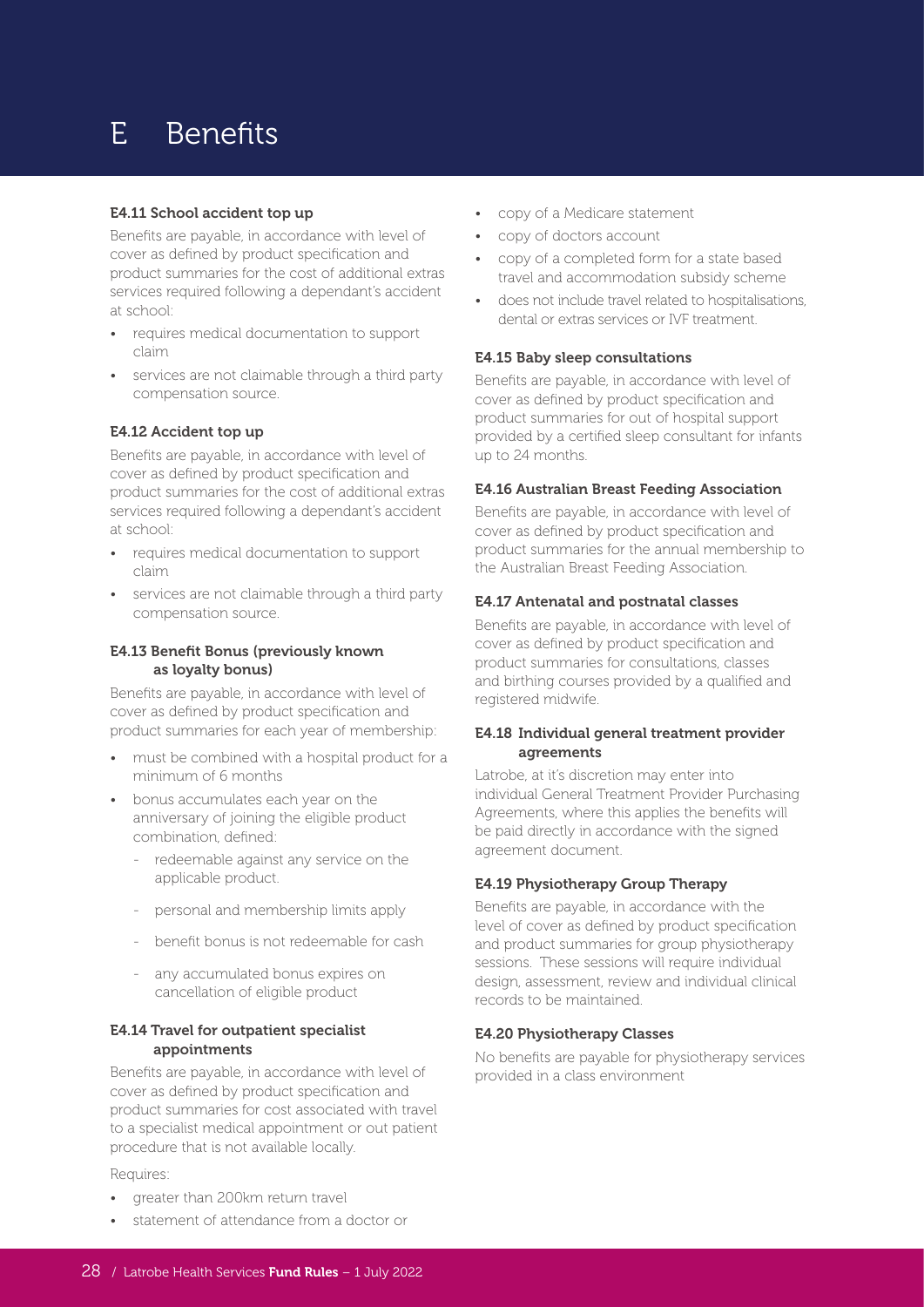# E Benefits

### E4.11 School accident top up

Benefits are payable, in accordance with level of cover as defined by product specification and product summaries for the cost of additional extras services required following a dependant's accident at school:

- requires medical documentation to support claim
- services are not claimable through a third party compensation source.

### E4.12 Accident top up

Benefits are payable, in accordance with level of cover as defined by product specification and product summaries for the cost of additional extras services required following a dependant's accident at school:

- requires medical documentation to support claim
- services are not claimable through a third party compensation source.

### E4.13 Benefit Bonus (previously known as loyalty bonus)

Benefits are payable, in accordance with level of cover as defined by product specification and product summaries for each year of membership:

- must be combined with a hospital product for a minimum of 6 months
- bonus accumulates each year on the anniversary of joining the eligible product combination, defined:
  - redeemable against any service on the applicable product.
  - personal and membership limits apply
  - benefit bonus is not redeemable for cash
  - any accumulated bonus expires on cancellation of eligible product

### E4.14 Travel for outpatient specialist appointments

Benefits are payable, in accordance with level of cover as defined by product specification and product summaries for cost associated with travel to a specialist medical appointment or out patient procedure that is not available locally.

Requires:

- greater than 200km return travel
- statement of attendance from a doctor or
- copy of a Medicare statement
- copy of doctors account
- copy of a completed form for a state based travel and accommodation subsidy scheme
- does not include travel related to hospitalisations, dental or extras services or IVF treatment.

### E4.15 Baby sleep consultations

Benefits are payable, in accordance with level of cover as defined by product specification and product summaries for out of hospital support provided by a certified sleep consultant for infants up to 24 months.

### E4.16 Australian Breast Feeding Association

Benefits are payable, in accordance with level of cover as defined by product specification and product summaries for the annual membership to the Australian Breast Feeding Association.

### E4.17 Antenatal and postnatal classes

Benefits are payable, in accordance with level of cover as defined by product specification and product summaries for consultations, classes and birthing courses provided by a qualified and registered midwife.

### E4.18 Individual general treatment provider agreements

Latrobe, at it's discretion may enter into individual General Treatment Provider Purchasing Agreements, where this applies the benefits will be paid directly in accordance with the signed agreement document.

### E4.19 Physiotherapy Group Therapy

Benefits are payable, in accordance with the level of cover as defined by product specification and product summaries for group physiotherapy sessions. These sessions will require individual design, assessment, review and individual clinical records to be maintained.

### E4.20 Physiotherapy Classes

No benefits are payable for physiotherapy services provided in a class environment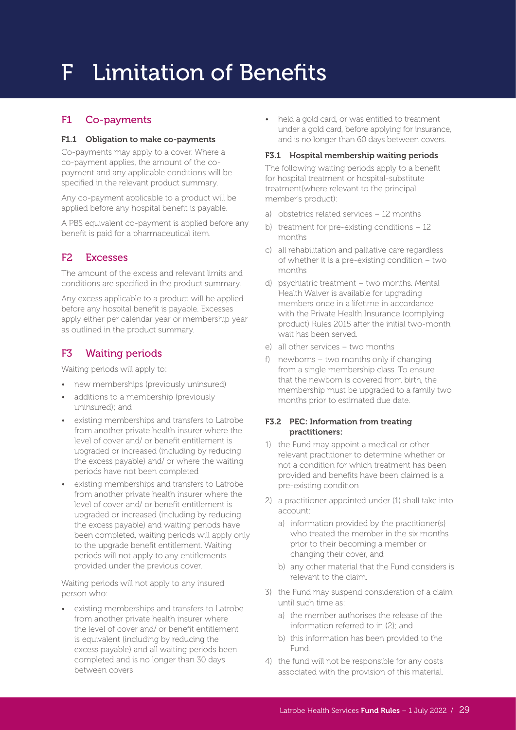# F Limitation of Benefits

## F1 Co-payments

### F1.1 Obligation to make co-payments

Co-payments may apply to a cover. Where a co-payment applies, the amount of the co-payment and any applicable conditions will be specified in the relevant product summary.

Any co-payment applicable to a product will be applied before any hospital benefit is payable.

A PBS equivalent co-payment is applied before any benefit is paid for a pharmaceutical item.

## F2 Excesses

The amount of the excess and relevant limits and conditions are specified in the product summary.

Any excess applicable to a product will be applied before any hospital benefit is payable. Excesses apply either per calendar year or membership year as outlined in the product summary.

## F3 Waiting periods

Waiting periods will apply to:

- new memberships (previously uninsured)
- additions to a membership (previously uninsured); and
- existing memberships and transfers to Latrobe from another private health insurer where the level of cover and/ or benefit entitlement is upgraded or increased (including by reducing the excess payable) and/ or where the waiting periods have not been completed
- existing memberships and transfers to Latrobe from another private health insurer where the level of cover and/ or benefit entitlement is upgraded or increased (including by reducing the excess payable) and waiting periods have been completed, waiting periods will apply only to the upgrade benefit entitlement. Waiting periods will not apply to any entitlements provided under the previous cover.

Waiting periods will not apply to any insured person who:

- existing memberships and transfers to Latrobe from another private health insurer where the level of cover and/ or benefit entitlement is equivalent (including by reducing the excess payable) and all waiting periods been completed and is no longer than 30 days between covers
- held a gold card, or was entitled to treatment under a gold card, before applying for insurance, and is no longer than 60 days between covers.

### F3.1 Hospital membership waiting periods

The following waiting periods apply to a benefit for hospital treatment or hospital-substitute treatment(where relevant to the principal member's product):

a) obstetrics related services – 12 months
b) treatment for pre-existing conditions – 12 months
c) all rehabilitation and palliative care regardless of whether it is a pre-existing condition – two months
d) psychiatric treatment – two months. Mental Health Waiver is available for upgrading members once in a lifetime in accordance with the Private Health Insurance (complying product) Rules 2015 after the initial two-month wait has been served.
e) all other services – two months
f) newborns – two months only if changing from a single membership class. To ensure that the newborn is covered from birth, the membership must be upgraded to a family two months prior to estimated due date.

### F3.2 PEC: Information from treating practitioners:

1) the Fund may appoint a medical or other relevant practitioner to determine whether or not a condition for which treatment has been provided and benefits have been claimed is a pre-existing condition
2) a practitioner appointed under (1) shall take into account:
   a) information provided by the practitioner(s) who treated the member in the six months prior to their becoming a member or changing their cover, and
   b) any other material that the Fund considers is relevant to the claim.
3) the Fund may suspend consideration of a claim until such time as:
   a) the member authorises the release of the information referred to in (2); and
   b) this information has been provided to the Fund.
4) the fund will not be responsible for any costs associated with the provision of this material.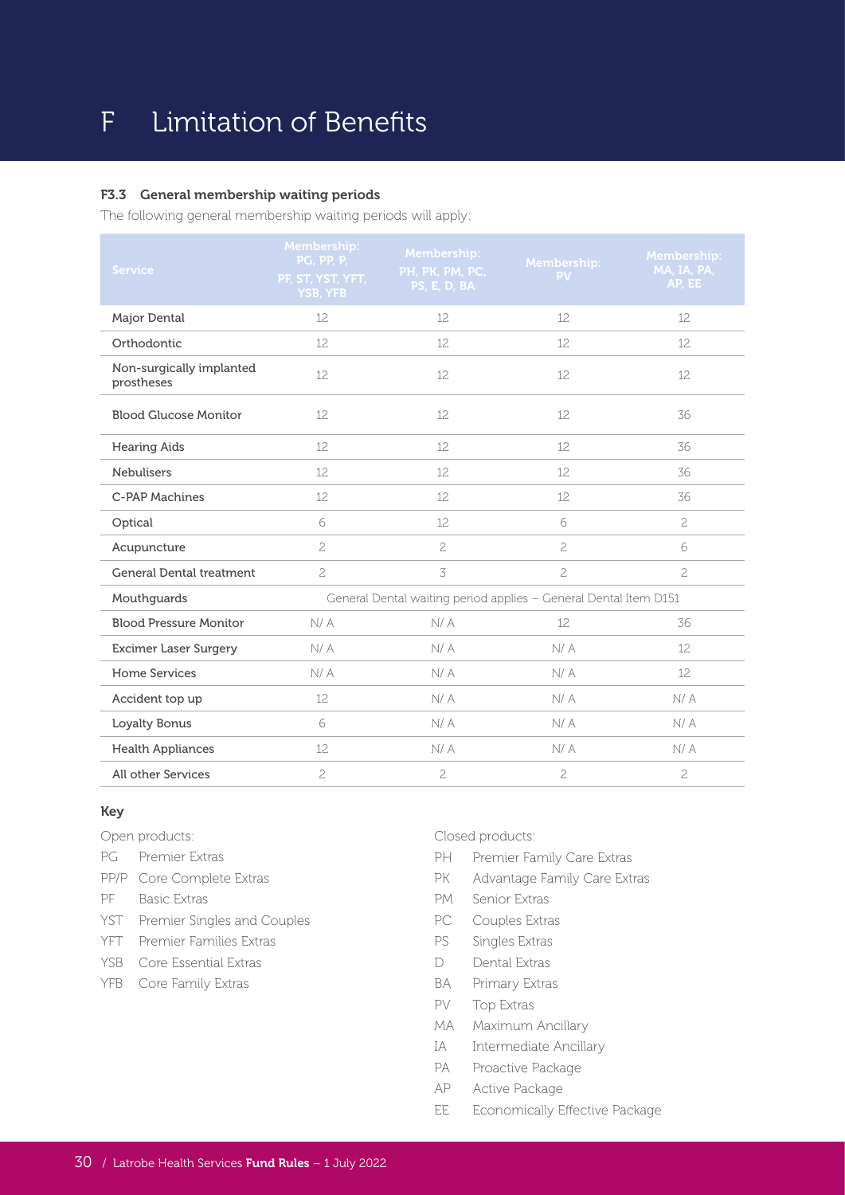# F Limitation of Benefits

### F3.3 General membership waiting periods

The following general membership waiting periods will apply:

| Service | Membership: PG, PP, P, PF, ST, YST, YFT, YSB, YFB | Membership: PH, PK, PM, PC, PS, E, D, BA | Membership: PV | Membership: MA, IA, PA, AP, EE |
|---|---|---|---|---|
| Major Dental | 12 | 12 | 12 | 12 |
| Orthodontic | 12 | 12 | 12 | 12 |
| Non-surgically implanted prostheses | 12 | 12 | 12 | 12 |
| Blood Glucose Monitor | 12 | 12 | 12 | 36 |
| Hearing Aids | 12 | 12 | 12 | 36 |
| Nebulisers | 12 | 12 | 12 | 36 |
| C-PAP Machines | 12 | 12 | 12 | 36 |
| Optical | 6 | 12 | 6 | 2 |
| Acupuncture | 2 | 2 | 2 | 6 |
| General Dental treatment | 2 | 3 | 2 | 2 |
| Mouthguards | General Dental waiting period applies – General Dental Item D151 | | | |
| Blood Pressure Monitor | N/ A | N/ A | 12 | 36 |
| Excimer Laser Surgery | N/ A | N/ A | N/ A | 12 |
| Home Services | N/ A | N/ A | N/ A | 12 |
| Accident top up | 12 | N/ A | N/ A | N/ A |
| Loyalty Bonus | 6 | N/ A | N/ A | N/ A |
| Health Appliances | 12 | N/ A | N/ A | N/ A |
| All other Services | 2 | 2 | 2 | 2 |

### Key

Open products:

- PG Premier Extras
- PP/P Core Complete Extras
- PF Basic Extras
- YST Premier Singles and Couples
- YFT Premier Families Extras
- YSB Core Essential Extras
- YFB Core Family Extras

Closed products:

- PH Premier Family Care Extras
- PK Advantage Family Care Extras
- PM Senior Extras
- PC Couples Extras
- PS Singles Extras
- D Dental Extras
- BA Primary Extras
- PV Top Extras
- MA Maximum Ancillary
- IA Intermediate Ancillary
- PA Proactive Package
- AP Active Package
- EE Economically Effective Package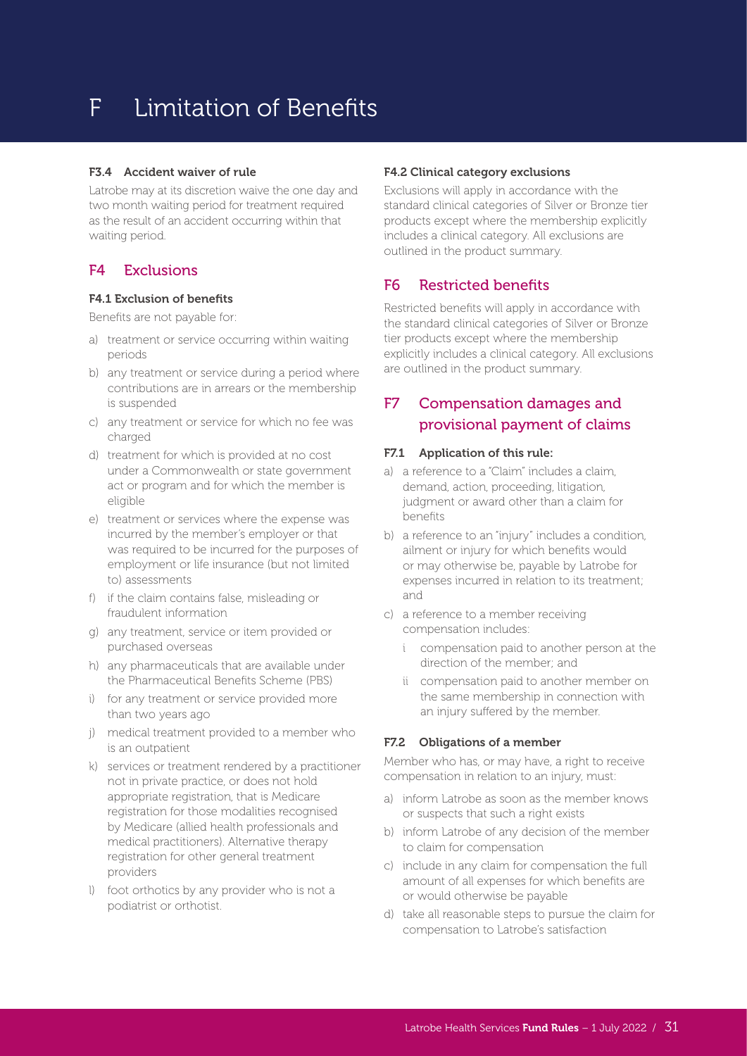# F Limitation of Benefits

#### F3.4 Accident waiver of rule

Latrobe may at its discretion waive the one day and two month waiting period for treatment required as the result of an accident occurring within that waiting period.

## F4 Exclusions

#### F4.1 Exclusion of benefits

Benefits are not payable for:

a) treatment or service occurring within waiting periods
b) any treatment or service during a period where contributions are in arrears or the membership is suspended
c) any treatment or service for which no fee was charged
d) treatment for which is provided at no cost under a Commonwealth or state government act or program and for which the member is eligible
e) treatment or services where the expense was incurred by the member's employer or that was required to be incurred for the purposes of employment or life insurance (but not limited to) assessments
f) if the claim contains false, misleading or fraudulent information
g) any treatment, service or item provided or purchased overseas
h) any pharmaceuticals that are available under the Pharmaceutical Benefits Scheme (PBS)
i) for any treatment or service provided more than two years ago
j) medical treatment provided to a member who is an outpatient
k) services or treatment rendered by a practitioner not in private practice, or does not hold appropriate registration, that is Medicare registration for those modalities recognised by Medicare (allied health professionals and medical practitioners). Alternative therapy registration for other general treatment providers
l) foot orthotics by any provider who is not a podiatrist or orthotist.

#### F4.2 Clinical category exclusions

Exclusions will apply in accordance with the standard clinical categories of Silver or Bronze tier products except where the membership explicitly includes a clinical category. All exclusions are outlined in the product summary.

## F6 Restricted benefits

Restricted benefits will apply in accordance with the standard clinical categories of Silver or Bronze tier products except where the membership explicitly includes a clinical category. All exclusions are outlined in the product summary.

## F7 Compensation damages and provisional payment of claims

#### F7.1 Application of this rule:

a) a reference to a "Claim" includes a claim, demand, action, proceeding, litigation, judgment or award other than a claim for benefits
b) a reference to an "injury" includes a condition, ailment or injury for which benefits would or may otherwise be, payable by Latrobe for expenses incurred in relation to its treatment; and
c) a reference to a member receiving compensation includes:
   i compensation paid to another person at the direction of the member; and
   ii compensation paid to another member on the same membership in connection with an injury suffered by the member.

#### F7.2 Obligations of a member

Member who has, or may have, a right to receive compensation in relation to an injury, must:

a) inform Latrobe as soon as the member knows or suspects that such a right exists
b) inform Latrobe of any decision of the member to claim for compensation
c) include in any claim for compensation the full amount of all expenses for which benefits are or would otherwise be payable
d) take all reasonable steps to pursue the claim for compensation to Latrobe's satisfaction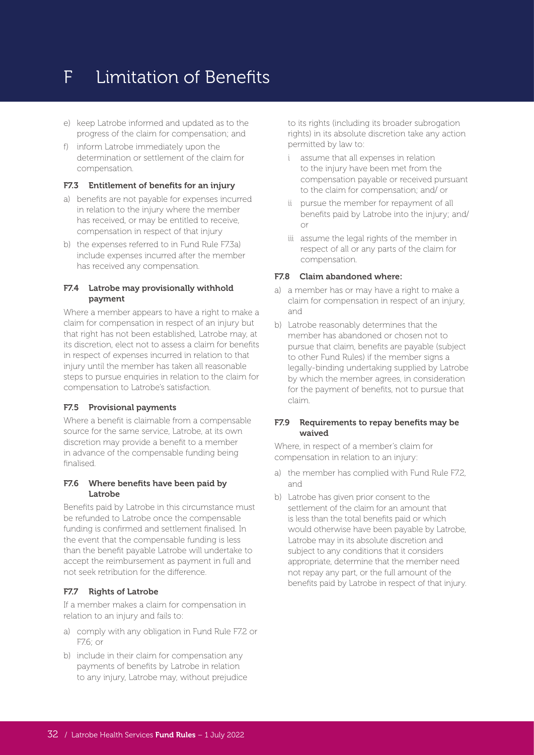# F Limitation of Benefits

e) keep Latrobe informed and updated as to the progress of the claim for compensation; and

f) inform Latrobe immediately upon the determination or settlement of the claim for compensation.

### F7.3 Entitlement of benefits for an injury

a) benefits are not payable for expenses incurred in relation to the injury where the member has received, or may be entitled to receive, compensation in respect of that injury

b) the expenses referred to in Fund Rule F7.3a) include expenses incurred after the member has received any compensation.

### F7.4 Latrobe may provisionally withhold payment

Where a member appears to have a right to make a claim for compensation in respect of an injury but that right has not been established, Latrobe may, at its discretion, elect not to assess a claim for benefits in respect of expenses incurred in relation to that injury until the member has taken all reasonable steps to pursue enquiries in relation to the claim for compensation to Latrobe's satisfaction.

### F7.5 Provisional payments

Where a benefit is claimable from a compensable source for the same service, Latrobe, at its own discretion may provide a benefit to a member in advance of the compensable funding being finalised.

### F7.6 Where benefits have been paid by Latrobe

Benefits paid by Latrobe in this circumstance must be refunded to Latrobe once the compensable funding is confirmed and settlement finalised. In the event that the compensable funding is less than the benefit payable Latrobe will undertake to accept the reimbursement as payment in full and not seek retribution for the difference.

### F7.7 Rights of Latrobe

If a member makes a claim for compensation in relation to an injury and fails to:

a) comply with any obligation in Fund Rule F7.2 or F7.6; or

b) include in their claim for compensation any payments of benefits by Latrobe in relation to any injury, Latrobe may, without prejudice to its rights (including its broader subrogation rights) in its absolute discretion take any action permitted by law to:

   i assume that all expenses in relation to the injury have been met from the compensation payable or received pursuant to the claim for compensation; and/ or

   ii pursue the member for repayment of all benefits paid by Latrobe into the injury; and/ or

   iii assume the legal rights of the member in respect of all or any parts of the claim for compensation.

### F7.8 Claim abandoned where:

a) a member has or may have a right to make a claim for compensation in respect of an injury, and

b) Latrobe reasonably determines that the member has abandoned or chosen not to pursue that claim, benefits are payable (subject to other Fund Rules) if the member signs a legally-binding undertaking supplied by Latrobe by which the member agrees, in consideration for the payment of benefits, not to pursue that claim.

### F7.9 Requirements to repay benefits may be waived

Where, in respect of a member's claim for compensation in relation to an injury:

a) the member has complied with Fund Rule F7.2, and

b) Latrobe has given prior consent to the settlement of the claim for an amount that is less than the total benefits paid or which would otherwise have been payable by Latrobe, Latrobe may in its absolute discretion and subject to any conditions that it considers appropriate, determine that the member need not repay any part, or the full amount of the benefits paid by Latrobe in respect of that injury.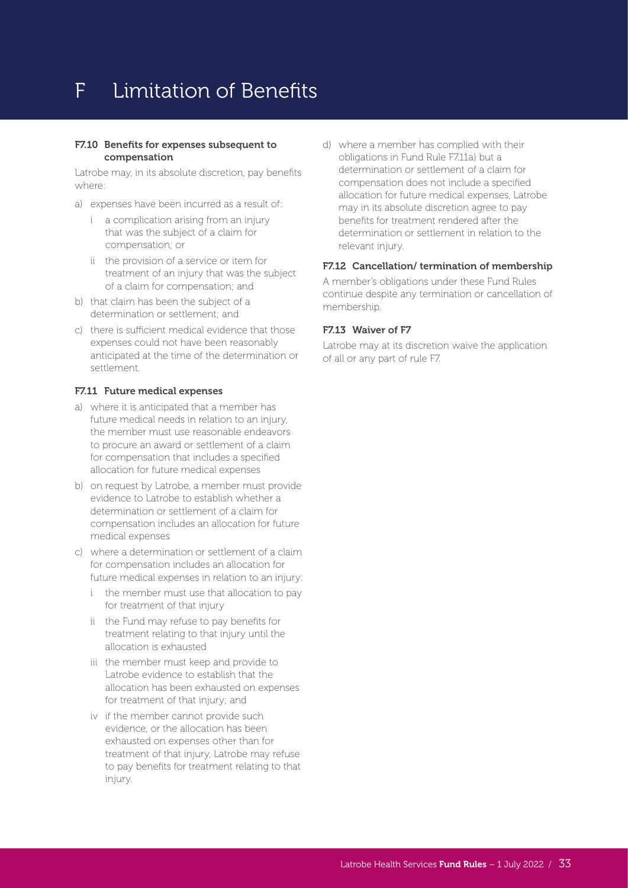# F Limitation of Benefits

### F7.10 Benefits for expenses subsequent to compensation

Latrobe may, in its absolute discretion, pay benefits where:

a) expenses have been incurred as a result of:
   - i a complication arising from an injury that was the subject of a claim for compensation; or
   - ii the provision of a service or item for treatment of an injury that was the subject of a claim for compensation; and
b) that claim has been the subject of a determination or settlement; and
c) there is sufficient medical evidence that those expenses could not have been reasonably anticipated at the time of the determination or settlement.

### F7.11 Future medical expenses

a) where it is anticipated that a member has future medical needs in relation to an injury, the member must use reasonable endeavors to procure an award or settlement of a claim for compensation that includes a specified allocation for future medical expenses
b) on request by Latrobe, a member must provide evidence to Latrobe to establish whether a determination or settlement of a claim for compensation includes an allocation for future medical expenses
c) where a determination or settlement of a claim for compensation includes an allocation for future medical expenses in relation to an injury:
   - i the member must use that allocation to pay for treatment of that injury
   - ii the Fund may refuse to pay benefits for treatment relating to that injury until the allocation is exhausted
   - iii the member must keep and provide to Latrobe evidence to establish that the allocation has been exhausted on expenses for treatment of that injury; and
   - iv if the member cannot provide such evidence, or the allocation has been exhausted on expenses other than for treatment of that injury, Latrobe may refuse to pay benefits for treatment relating to that injury.
d) where a member has complied with their obligations in Fund Rule F7.11a) but a determination or settlement of a claim for compensation does not include a specified allocation for future medical expenses, Latrobe may in its absolute discretion agree to pay benefits for treatment rendered after the determination or settlement in relation to the relevant injury.

### F7.12 Cancellation/ termination of membership

A member's obligations under these Fund Rules continue despite any termination or cancellation of membership.

### F7.13 Waiver of F7

Latrobe may at its discretion waive the application of all or any part of rule F7.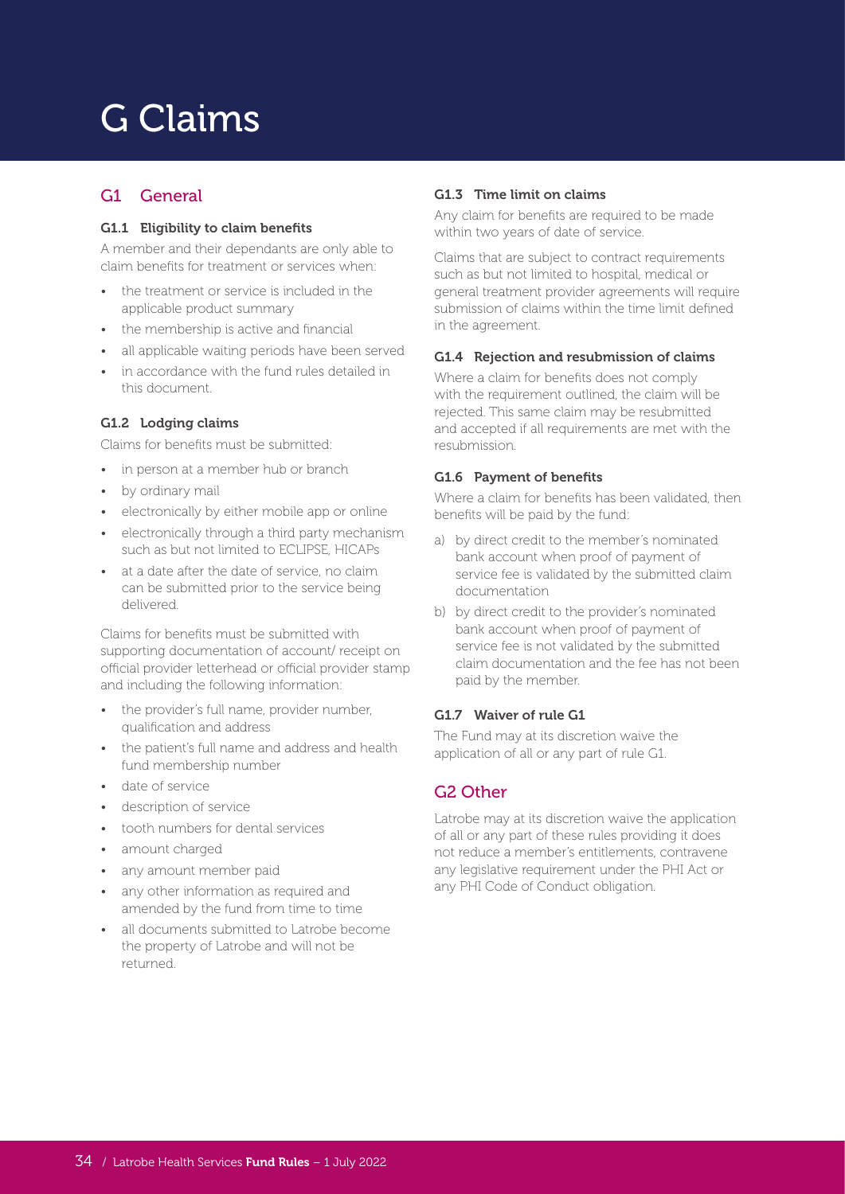# G Claims

## G1 General

### G1.1 Eligibility to claim benefits

A member and their dependants are only able to claim benefits for treatment or services when:

- the treatment or service is included in the applicable product summary
- the membership is active and financial
- all applicable waiting periods have been served
- in accordance with the fund rules detailed in this document.

### G1.2 Lodging claims

Claims for benefits must be submitted:

- in person at a member hub or branch
- by ordinary mail
- electronically by either mobile app or online
- electronically through a third party mechanism such as but not limited to ECLIPSE, HICAPs
- at a date after the date of service, no claim can be submitted prior to the service being delivered.

Claims for benefits must be submitted with supporting documentation of account/ receipt on official provider letterhead or official provider stamp and including the following information:

- the provider's full name, provider number, qualification and address
- the patient's full name and address and health fund membership number
- date of service
- description of service
- tooth numbers for dental services
- amount charged
- any amount member paid
- any other information as required and amended by the fund from time to time
- all documents submitted to Latrobe become the property of Latrobe and will not be returned.

### G1.3 Time limit on claims

Any claim for benefits are required to be made within two years of date of service.

Claims that are subject to contract requirements such as but not limited to hospital, medical or general treatment provider agreements will require submission of claims within the time limit defined in the agreement.

### G1.4 Rejection and resubmission of claims

Where a claim for benefits does not comply with the requirement outlined, the claim will be rejected. This same claim may be resubmitted and accepted if all requirements are met with the resubmission.

### G1.6 Payment of benefits

Where a claim for benefits has been validated, then benefits will be paid by the fund:

a) by direct credit to the member's nominated bank account when proof of payment of service fee is validated by the submitted claim documentation
b) by direct credit to the provider's nominated bank account when proof of payment of service fee is not validated by the submitted claim documentation and the fee has not been paid by the member.

### G1.7 Waiver of rule G1

The Fund may at its discretion waive the application of all or any part of rule G1.

## G2 Other

Latrobe may at its discretion waive the application of all or any part of these rules providing it does not reduce a member's entitlements, contravene any legislative requirement under the PHI Act or any PHI Code of Conduct obligation.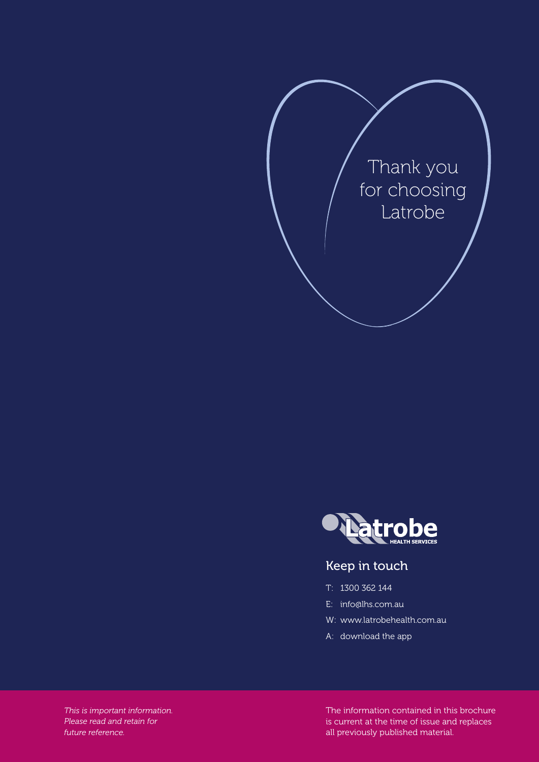Thank you for choosing Latrobe

Latrobe HEALTH SERVICES

## Keep in touch

T: 1300 362 144

E: info@lhs.com.au

W: www.latrobehealth.com.au

A: download the app

*This is important information. Please read and retain for future reference.*

The information contained in this brochure is current at the time of issue and replaces all previously published material.